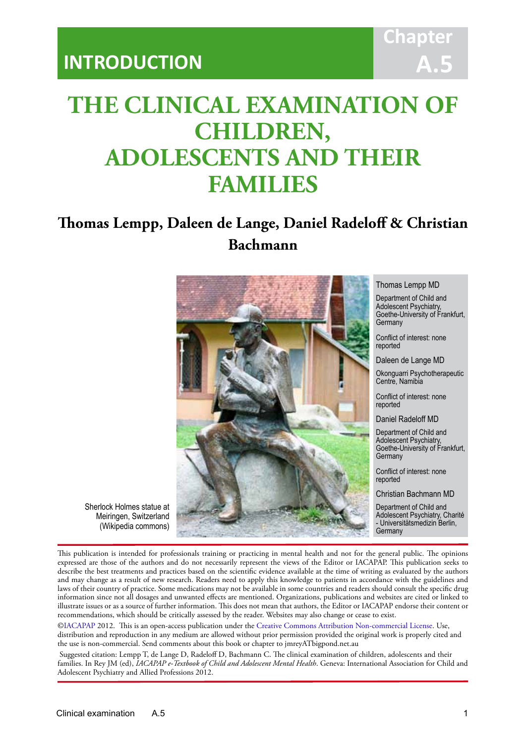# INTRODUCTION

Chapter A.5

# THE CLINICAL EXAMINATION OF CHILDREN, ADOLESCENTS AND THEIR FAMILIES

## Thomas Lempp, Daleen de Lange, Daniel Radeloff & Christian Bachmann

Sherlock Holmes statue at Meiringen, Switzerland (Wikipedia commons)

Thomas Lempp MD

Department of Child and Adolescent Psychiatry, Goethe-University of Frankfurt, Germany

Conflict of interest: none reported

Daleen de Lange MD

Okonguarri Psychotherapeutic Centre, Namibia

Conflict of interest: none reported

Daniel Radeloff MD

Department of Child and Adolescent Psychiatry, Goethe-University of Frankfurt, Germany

Conflict of interest: none reported

Christian Bachmann MD

Department of Child and Adolescent Psychiatry, Charité - Universitätsmedizin Berlin, Germany

This publication is intended for professionals training or practicing in mental health and not for the general public. The opinions expressed are those of the authors and do not necessarily represent the views of the Editor or IACAPAP. This publication seeks to describe the best treatments and practices based on the scientific evidence available at the time of writing as evaluated by the authors and may change as a result of new research. Readers need to apply this knowledge to patients in accordance with the guidelines and laws of their country of practice. Some medications may not be available in some countries and readers should consult the specific drug information since not all dosages and unwanted effects are mentioned. Organizations, publications and websites are cited or linked to illustrate issues or as a source of further information. This does not mean that authors, the Editor or IACAPAP endorse their content or recommendations, which should be critically assessed by the reader. Websites may also change or cease to exist.

©IACAPAP 2012. This is an open-access publication under the Creative Commons Attribution Non-commercial License. Use, distribution and reproduction in any medium are allowed without prior permission provided the original work is properly cited and the use is non-commercial. Send comments about this book or chapter to jmreyATbigpond.net.au

Suggested citation: Lempp T, de Lange D, Radeloff D, Bachmann C. The clinical examination of children, adolescents and their families. In Rey JM (ed), *IACAPAP e-Textbook of Child and Adolescent Mental Health*. Geneva: International Association for Child and Adolescent Psychiatry and Allied Professions 2012.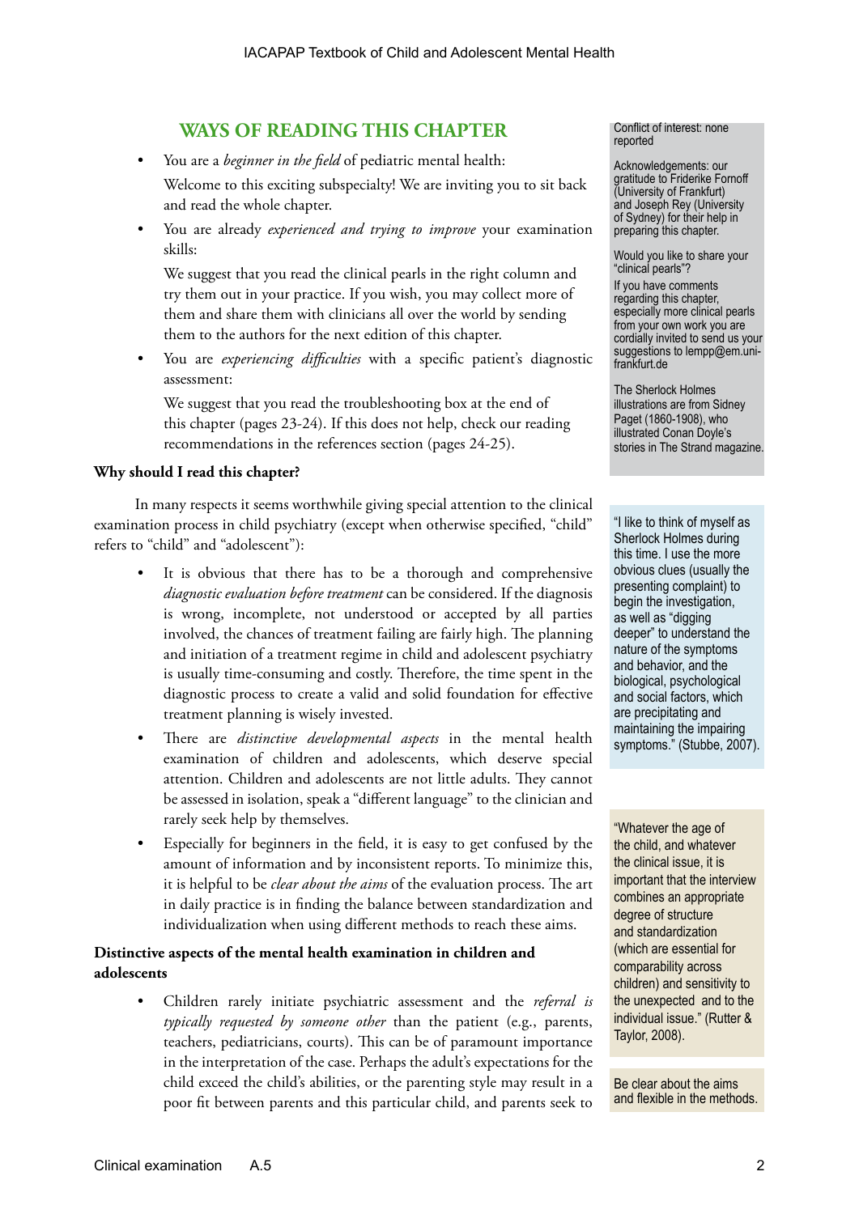## WAYS OF READING THIS CHAPTER

- You are a *beginner in the field* of pediatric mental health:

  Welcome to this exciting subspecialty! We are inviting you to sit back and read the whole chapter.

- You are already *experienced and trying to improve* your examination skills:

  We suggest that you read the clinical pearls in the right column and try them out in your practice. If you wish, you may collect more of them and share them with clinicians all over the world by sending them to the authors for the next edition of this chapter.

- You are *experiencing difficulties* with a specific patient's diagnostic assessment:

  We suggest that you read the troubleshooting box at the end of this chapter (pages 23-24). If this does not help, check our reading recommendations in the references section (pages 24-25).

Conflict of interest: none reported

Acknowledgements: our gratitude to Friderike Fornoff (University of Frankfurt) and Joseph Rey (University of Sydney) for their help in preparing this chapter.

Would you like to share your "clinical pearls"?

If you have comments regarding this chapter, especially more clinical pearls from your own work you are cordially invited to send us your suggestions to lempp@em.uni-frankfurt.de

The Sherlock Holmes illustrations are from Sidney Paget (1860-1908), who illustrated Conan Doyle's stories in The Strand magazine.

**Why should I read this chapter?**

In many respects it seems worthwhile giving special attention to the clinical examination process in child psychiatry (except when otherwise specified, "child" refers to "child" and "adolescent"):

- It is obvious that there has to be a thorough and comprehensive *diagnostic evaluation before treatment* can be considered. If the diagnosis is wrong, incomplete, not understood or accepted by all parties involved, the chances of treatment failing are fairly high. The planning and initiation of a treatment regime in child and adolescent psychiatry is usually time-consuming and costly. Therefore, the time spent in the diagnostic process to create a valid and solid foundation for effective treatment planning is wisely invested.
- There are *distinctive developmental aspects* in the mental health examination of children and adolescents, which deserve special attention. Children and adolescents are not little adults. They cannot be assessed in isolation, speak a "different language" to the clinician and rarely seek help by themselves.
- Especially for beginners in the field, it is easy to get confused by the amount of information and by inconsistent reports. To minimize this, it is helpful to be *clear about the aims* of the evaluation process. The art in daily practice is in finding the balance between standardization and individualization when using different methods to reach these aims.

"I like to think of myself as Sherlock Holmes during this time. I use the more obvious clues (usually the presenting complaint) to begin the investigation, as well as "digging deeper" to understand the nature of the symptoms and behavior, and the biological, psychological and social factors, which are precipitating and maintaining the impairing symptoms." (Stubbe, 2007).

"Whatever the age of the child, and whatever the clinical issue, it is important that the interview combines an appropriate degree of structure and standardization (which are essential for comparability across children) and sensitivity to the unexpected and to the individual issue." (Rutter & Taylor, 2008).

Be clear about the aims and flexible in the methods.

**Distinctive aspects of the mental health examination in children and adolescents**

- Children rarely initiate psychiatric assessment and the *referral is typically requested by someone other* than the patient (e.g., parents, teachers, pediatricians, courts). This can be of paramount importance in the interpretation of the case. Perhaps the adult's expectations for the child exceed the child's abilities, or the parenting style may result in a poor fit between parents and this particular child, and parents seek to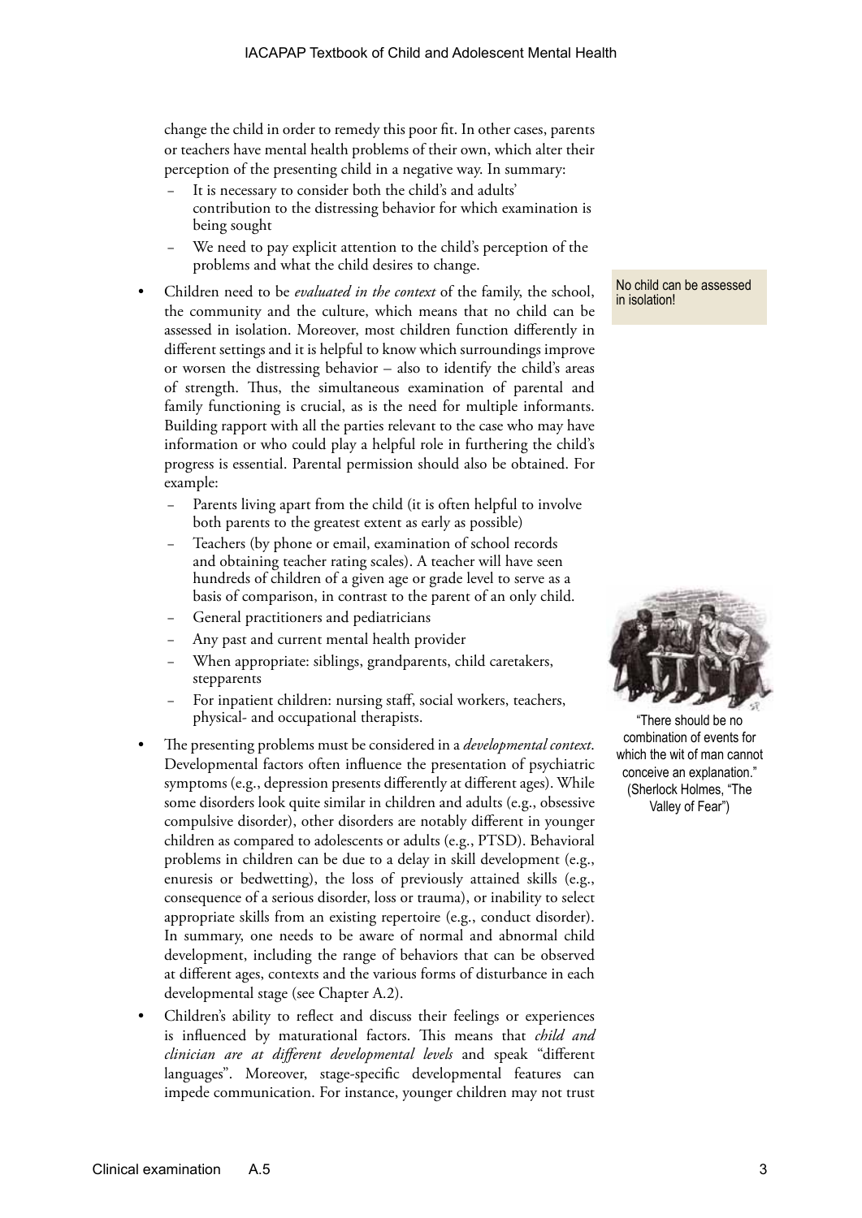change the child in order to remedy this poor fit. In other cases, parents or teachers have mental health problems of their own, which alter their perception of the presenting child in a negative way. In summary:

- It is necessary to consider both the child's and adults' contribution to the distressing behavior for which examination is being sought
- We need to pay explicit attention to the child's perception of the problems and what the child desires to change.

No child can be assessed in isolation!

- Children need to be *evaluated in the context* of the family, the school, the community and the culture, which means that no child can be assessed in isolation. Moreover, most children function differently in different settings and it is helpful to know which surroundings improve or worsen the distressing behavior – also to identify the child's areas of strength. Thus, the simultaneous examination of parental and family functioning is crucial, as is the need for multiple informants. Building rapport with all the parties relevant to the case who may have information or who could play a helpful role in furthering the child's progress is essential. Parental permission should also be obtained. For example:
  - Parents living apart from the child (it is often helpful to involve both parents to the greatest extent as early as possible)
  - Teachers (by phone or email, examination of school records and obtaining teacher rating scales). A teacher will have seen hundreds of children of a given age or grade level to serve as a basis of comparison, in contrast to the parent of an only child.
  - General practitioners and pediatricians
  - Any past and current mental health provider
  - When appropriate: siblings, grandparents, child caretakers, stepparents
  - For inpatient children: nursing staff, social workers, teachers, physical- and occupational therapists.

"There should be no combination of events for which the wit of man cannot conceive an explanation." (Sherlock Holmes, "The Valley of Fear")

- The presenting problems must be considered in a *developmental context*. Developmental factors often influence the presentation of psychiatric symptoms (e.g., depression presents differently at different ages). While some disorders look quite similar in children and adults (e.g., obsessive compulsive disorder), other disorders are notably different in younger children as compared to adolescents or adults (e.g., PTSD). Behavioral problems in children can be due to a delay in skill development (e.g., enuresis or bedwetting), the loss of previously attained skills (e.g., consequence of a serious disorder, loss or trauma), or inability to select appropriate skills from an existing repertoire (e.g., conduct disorder). In summary, one needs to be aware of normal and abnormal child development, including the range of behaviors that can be observed at different ages, contexts and the various forms of disturbance in each developmental stage (see Chapter A.2).
- Children's ability to reflect and discuss their feelings or experiences is influenced by maturational factors. This means that *child and clinician are at different developmental levels* and speak "different languages". Moreover, stage-specific developmental features can impede communication. For instance, younger children may not trust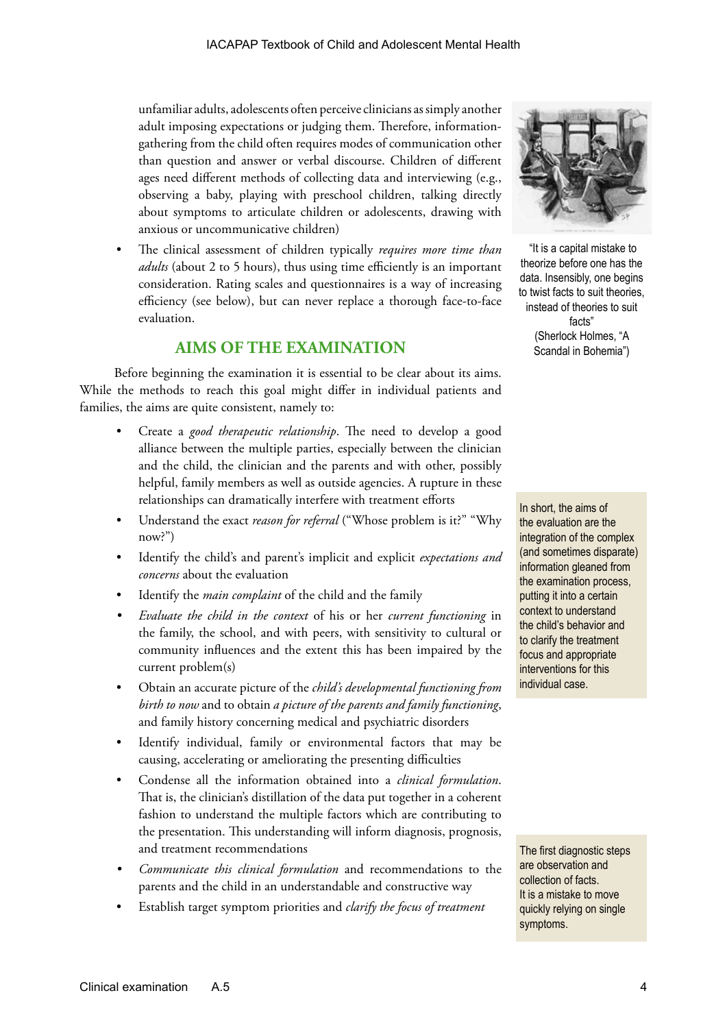unfamiliar adults, adolescents often perceive clinicians as simply another adult imposing expectations or judging them. Therefore, information-gathering from the child often requires modes of communication other than question and answer or verbal discourse. Children of different ages need different methods of collecting data and interviewing (e.g., observing a baby, playing with preschool children, talking directly about symptoms to articulate children or adolescents, drawing with anxious or uncommunicative children)

- The clinical assessment of children typically *requires more time than adults* (about 2 to 5 hours), thus using time efficiently is an important consideration. Rating scales and questionnaires is a way of increasing efficiency (see below), but can never replace a thorough face-to-face evaluation.

"It is a capital mistake to theorize before one has the data. Insensibly, one begins to twist facts to suit theories, instead of theories to suit facts"
(Sherlock Holmes, "A Scandal in Bohemia")

## AIMS OF THE EXAMINATION

Before beginning the examination it is essential to be clear about its aims. While the methods to reach this goal might differ in individual patients and families, the aims are quite consistent, namely to:

- Create a *good therapeutic relationship*. The need to develop a good alliance between the multiple parties, especially between the clinician and the child, the clinician and the parents and with other, possibly helpful, family members as well as outside agencies. A rupture in these relationships can dramatically interfere with treatment efforts
- Understand the exact *reason for referral* ("Whose problem is it?" "Why now?")
- Identify the child's and parent's implicit and explicit *expectations and concerns* about the evaluation
- Identify the *main complaint* of the child and the family
- *Evaluate the child in the context* of his or her *current functioning* in the family, the school, and with peers, with sensitivity to cultural or community influences and the extent this has been impaired by the current problem(s)
- Obtain an accurate picture of the *child's developmental functioning from birth to now* and to obtain *a picture of the parents and family functioning*, and family history concerning medical and psychiatric disorders
- Identify individual, family or environmental factors that may be causing, accelerating or ameliorating the presenting difficulties
- Condense all the information obtained into a *clinical formulation*. That is, the clinician's distillation of the data put together in a coherent fashion to understand the multiple factors which are contributing to the presentation. This understanding will inform diagnosis, prognosis, and treatment recommendations
- *Communicate this clinical formulation* and recommendations to the parents and the child in an understandable and constructive way
- Establish target symptom priorities and *clarify the focus of treatment*

In short, the aims of the evaluation are the integration of the complex (and sometimes disparate) information gleaned from the examination process, putting it into a certain context to understand the child's behavior and to clarify the treatment focus and appropriate interventions for this individual case.

The first diagnostic steps are observation and collection of facts. It is a mistake to move quickly relying on single symptoms.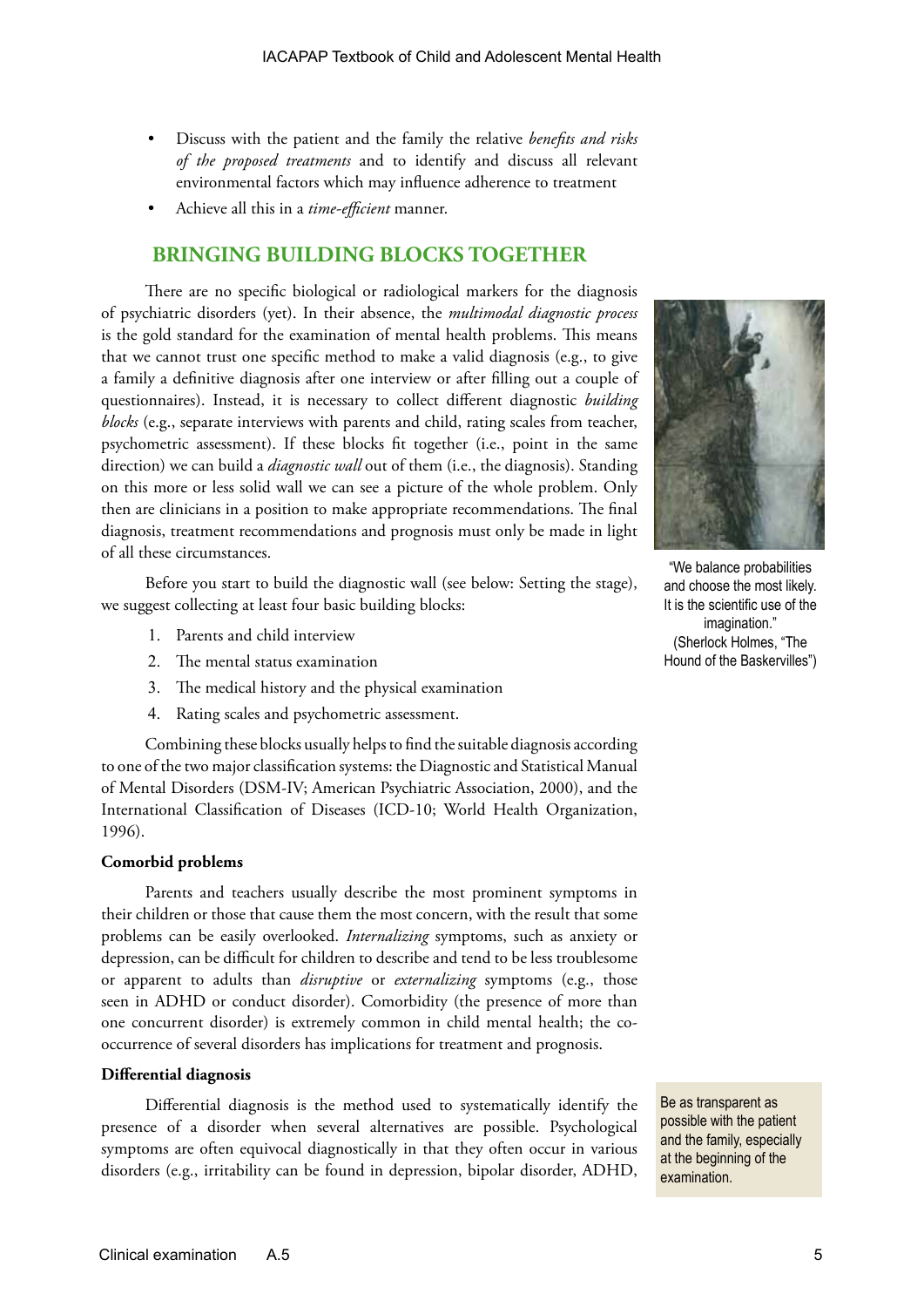- Discuss with the patient and the family the relative *benefits and risks of the proposed treatments* and to identify and discuss all relevant environmental factors which may influence adherence to treatment
- Achieve all this in a *time-efficient* manner.

## BRINGING BUILDING BLOCKS TOGETHER

There are no specific biological or radiological markers for the diagnosis of psychiatric disorders (yet). In their absence, the *multimodal diagnostic process* is the gold standard for the examination of mental health problems. This means that we cannot trust one specific method to make a valid diagnosis (e.g., to give a family a definitive diagnosis after one interview or after filling out a couple of questionnaires). Instead, it is necessary to collect different diagnostic *building blocks* (e.g., separate interviews with parents and child, rating scales from teacher, psychometric assessment). If these blocks fit together (i.e., point in the same direction) we can build a *diagnostic wall* out of them (i.e., the diagnosis). Standing on this more or less solid wall we can see a picture of the whole problem. Only then are clinicians in a position to make appropriate recommendations. The final diagnosis, treatment recommendations and prognosis must only be made in light of all these circumstances.

"We balance probabilities and choose the most likely. It is the scientific use of the imagination." (Sherlock Holmes, "The Hound of the Baskervilles")

Before you start to build the diagnostic wall (see below: Setting the stage), we suggest collecting at least four basic building blocks:

1. Parents and child interview
2. The mental status examination
3. The medical history and the physical examination
4. Rating scales and psychometric assessment.

Combining these blocks usually helps to find the suitable diagnosis according to one of the two major classification systems: the Diagnostic and Statistical Manual of Mental Disorders (DSM-IV; American Psychiatric Association, 2000), and the International Classification of Diseases (ICD-10; World Health Organization, 1996).

### Comorbid problems

Parents and teachers usually describe the most prominent symptoms in their children or those that cause them the most concern, with the result that some problems can be easily overlooked. *Internalizing* symptoms, such as anxiety or depression, can be difficult for children to describe and tend to be less troublesome or apparent to adults than *disruptive* or *externalizing* symptoms (e.g., those seen in ADHD or conduct disorder). Comorbidity (the presence of more than one concurrent disorder) is extremely common in child mental health; the co-occurrence of several disorders has implications for treatment and prognosis.

### Differential diagnosis

Differential diagnosis is the method used to systematically identify the presence of a disorder when several alternatives are possible. Psychological symptoms are often equivocal diagnostically in that they often occur in various disorders (e.g., irritability can be found in depression, bipolar disorder, ADHD,

Be as transparent as possible with the patient and the family, especially at the beginning of the examination.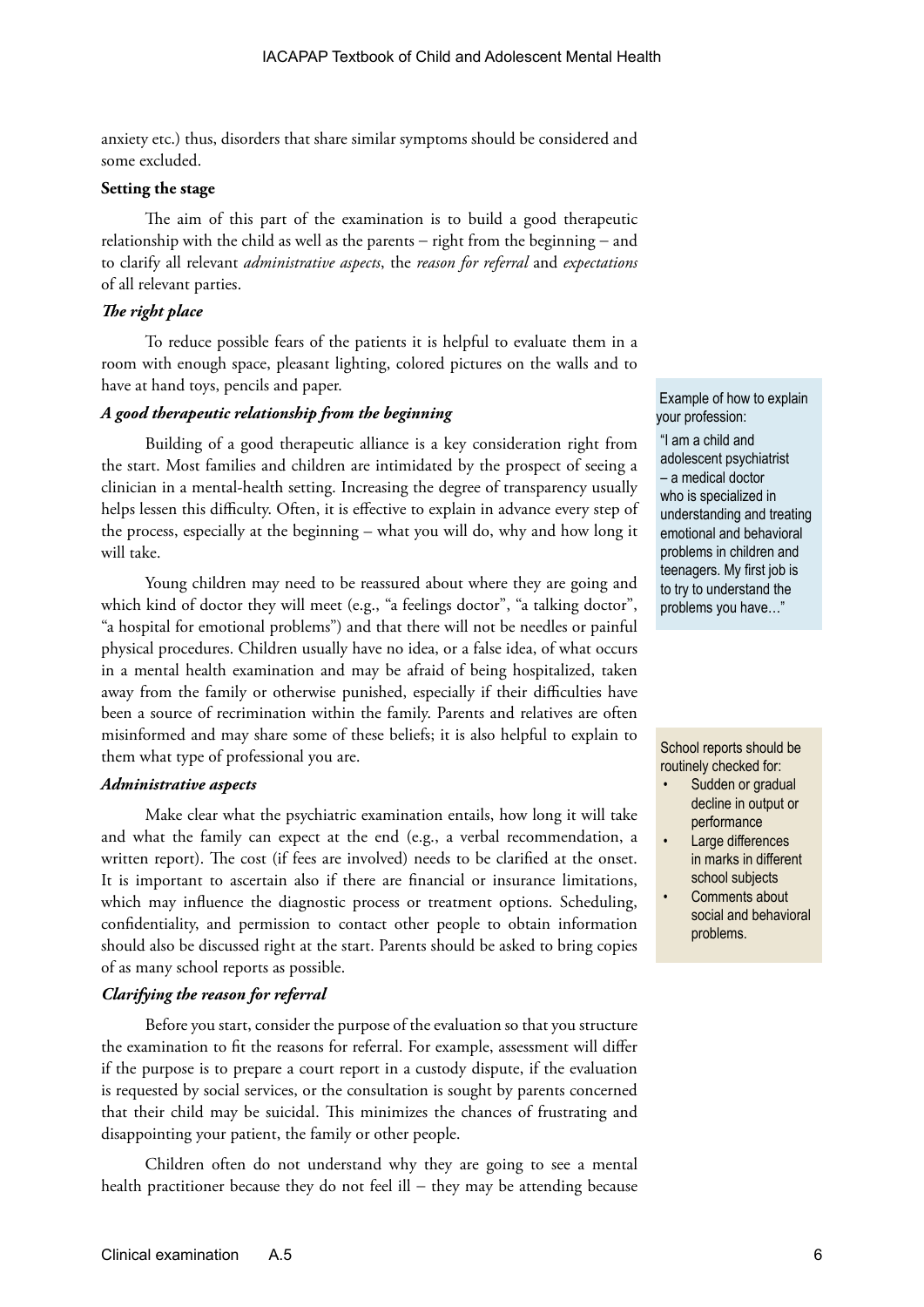anxiety etc.) thus, disorders that share similar symptoms should be considered and some excluded.

**Setting the stage**

The aim of this part of the examination is to build a good therapeutic relationship with the child as well as the parents – right from the beginning – and to clarify all relevant *administrative aspects*, the *reason for referral* and *expectations* of all relevant parties.

***The right place***

To reduce possible fears of the patients it is helpful to evaluate them in a room with enough space, pleasant lighting, colored pictures on the walls and to have at hand toys, pencils and paper.

***A good therapeutic relationship from the beginning***

Building of a good therapeutic alliance is a key consideration right from the start. Most families and children are intimidated by the prospect of seeing a clinician in a mental-health setting. Increasing the degree of transparency usually helps lessen this difficulty. Often, it is effective to explain in advance every step of the process, especially at the beginning – what you will do, why and how long it will take.

Young children may need to be reassured about where they are going and which kind of doctor they will meet (e.g., "a feelings doctor", "a talking doctor", "a hospital for emotional problems") and that there will not be needles or painful physical procedures. Children usually have no idea, or a false idea, of what occurs in a mental health examination and may be afraid of being hospitalized, taken away from the family or otherwise punished, especially if their difficulties have been a source of recrimination within the family. Parents and relatives are often misinformed and may share some of these beliefs; it is also helpful to explain to them what type of professional you are.

> Example of how to explain your profession:
>
> "I am a child and adolescent psychiatrist – a medical doctor who is specialized in understanding and treating emotional and behavioral problems in children and teenagers. My first job is to try to understand the problems you have…"

***Administrative aspects***

Make clear what the psychiatric examination entails, how long it will take and what the family can expect at the end (e.g., a verbal recommendation, a written report). The cost (if fees are involved) needs to be clarified at the onset. It is important to ascertain also if there are financial or insurance limitations, which may influence the diagnostic process or treatment options. Scheduling, confidentiality, and permission to contact other people to obtain information should also be discussed right at the start. Parents should be asked to bring copies of as many school reports as possible.

> School reports should be routinely checked for:
>
> - Sudden or gradual decline in output or performance
> - Large differences in marks in different school subjects
> - Comments about social and behavioral problems.

***Clarifying the reason for referral***

Before you start, consider the purpose of the evaluation so that you structure the examination to fit the reasons for referral. For example, assessment will differ if the purpose is to prepare a court report in a custody dispute, if the evaluation is requested by social services, or the consultation is sought by parents concerned that their child may be suicidal. This minimizes the chances of frustrating and disappointing your patient, the family or other people.

Children often do not understand why they are going to see a mental health practitioner because they do not feel ill – they may be attending because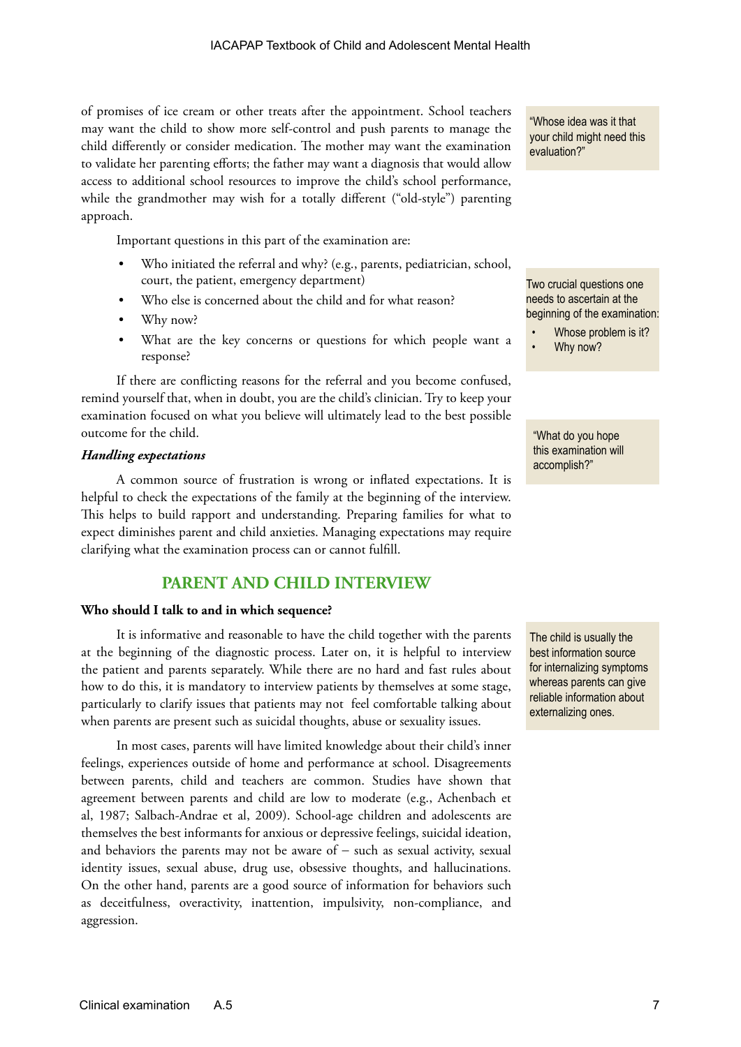of promises of ice cream or other treats after the appointment. School teachers may want the child to show more self-control and push parents to manage the child differently or consider medication. The mother may want the examination to validate her parenting efforts; the father may want a diagnosis that would allow access to additional school resources to improve the child's school performance, while the grandmother may wish for a totally different ("old-style") parenting approach.

> "Whose idea was it that your child might need this evaluation?"

Important questions in this part of the examination are:

- Who initiated the referral and why? (e.g., parents, pediatrician, school, court, the patient, emergency department)
- Who else is concerned about the child and for what reason?
- Why now?
- What are the key concerns or questions for which people want a response?

> Two crucial questions one needs to ascertain at the beginning of the examination:
> - Whose problem is it?
> - Why now?

If there are conflicting reasons for the referral and you become confused, remind yourself that, when in doubt, you are the child's clinician. Try to keep your examination focused on what you believe will ultimately lead to the best possible outcome for the child.

> "What do you hope this examination will accomplish?"

***Handling expectations***

A common source of frustration is wrong or inflated expectations. It is helpful to check the expectations of the family at the beginning of the interview. This helps to build rapport and understanding. Preparing families for what to expect diminishes parent and child anxieties. Managing expectations may require clarifying what the examination process can or cannot fulfill.

## PARENT AND CHILD INTERVIEW

**Who should I talk to and in which sequence?**

It is informative and reasonable to have the child together with the parents at the beginning of the diagnostic process. Later on, it is helpful to interview the patient and parents separately. While there are no hard and fast rules about how to do this, it is mandatory to interview patients by themselves at some stage, particularly to clarify issues that patients may not feel comfortable talking about when parents are present such as suicidal thoughts, abuse or sexuality issues.

> The child is usually the best information source for internalizing symptoms whereas parents can give reliable information about externalizing ones.

In most cases, parents will have limited knowledge about their child's inner feelings, experiences outside of home and performance at school. Disagreements between parents, child and teachers are common. Studies have shown that agreement between parents and child are low to moderate (e.g., Achenbach et al, 1987; Salbach-Andrae et al, 2009). School-age children and adolescents are themselves the best informants for anxious or depressive feelings, suicidal ideation, and behaviors the parents may not be aware of – such as sexual activity, sexual identity issues, sexual abuse, drug use, obsessive thoughts, and hallucinations. On the other hand, parents are a good source of information for behaviors such as deceitfulness, overactivity, inattention, impulsivity, non-compliance, and aggression.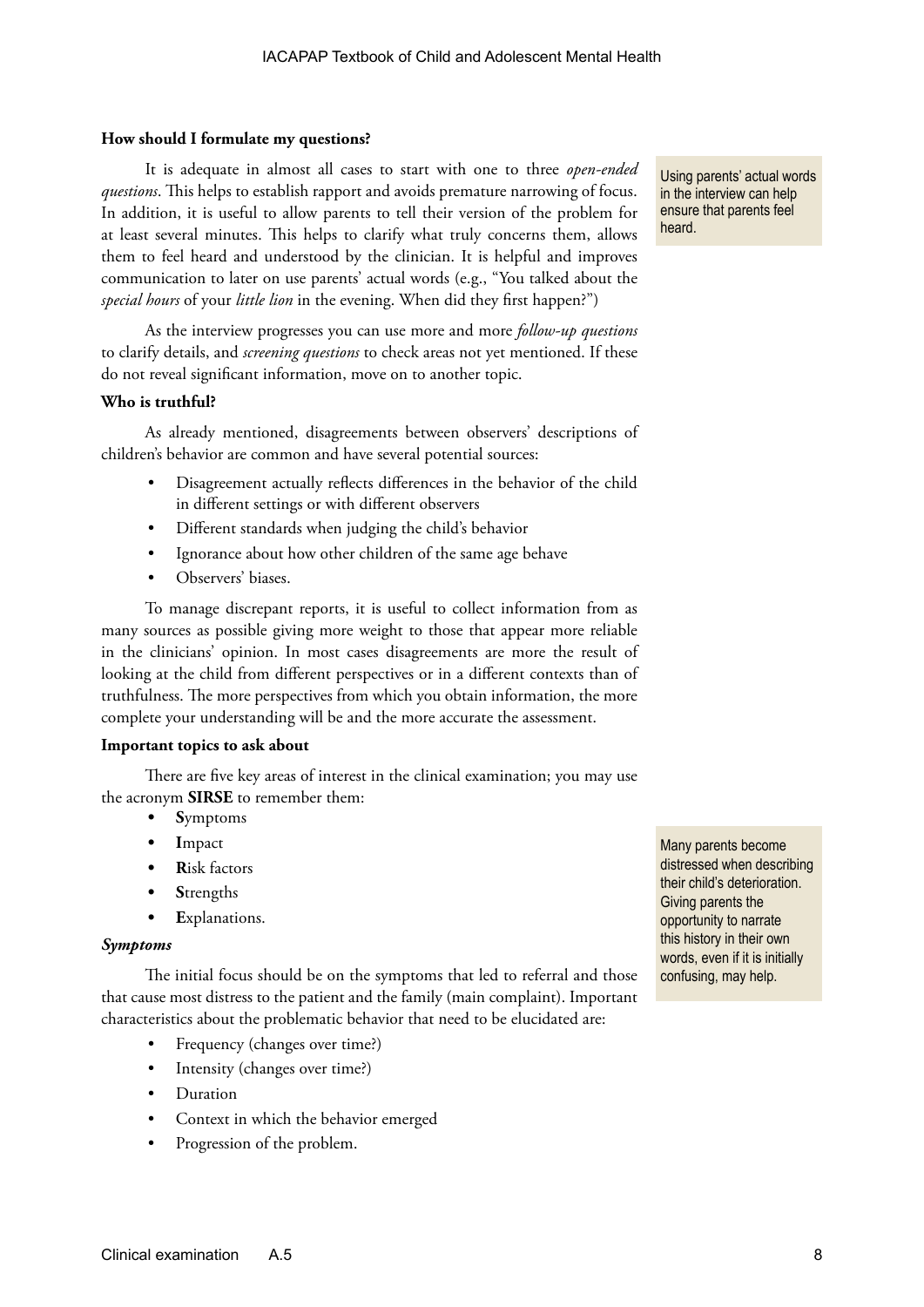**How should I formulate my questions?**

It is adequate in almost all cases to start with one to three *open-ended questions*. This helps to establish rapport and avoids premature narrowing of focus. In addition, it is useful to allow parents to tell their version of the problem for at least several minutes. This helps to clarify what truly concerns them, allows them to feel heard and understood by the clinician. It is helpful and improves communication to later on use parents' actual words (e.g., "You talked about the *special hours* of your *little lion* in the evening. When did they first happen?")

> Using parents' actual words in the interview can help ensure that parents feel heard.

As the interview progresses you can use more and more *follow-up questions* to clarify details, and *screening questions* to check areas not yet mentioned. If these do not reveal significant information, move on to another topic.

**Who is truthful?**

As already mentioned, disagreements between observers' descriptions of children's behavior are common and have several potential sources:

- Disagreement actually reflects differences in the behavior of the child in different settings or with different observers
- Different standards when judging the child's behavior
- Ignorance about how other children of the same age behave
- Observers' biases.

To manage discrepant reports, it is useful to collect information from as many sources as possible giving more weight to those that appear more reliable in the clinicians' opinion. In most cases disagreements are more the result of looking at the child from different perspectives or in a different contexts than of truthfulness. The more perspectives from which you obtain information, the more complete your understanding will be and the more accurate the assessment.

**Important topics to ask about**

There are five key areas of interest in the clinical examination; you may use the acronym **SIRSE** to remember them:

- **S**ymptoms
- **I**mpact
- **R**isk factors
- **S**trengths
- **E**xplanations.

> Many parents become distressed when describing their child's deterioration. Giving parents the opportunity to narrate this history in their own words, even if it is initially confusing, may help.

***Symptoms***

The initial focus should be on the symptoms that led to referral and those that cause most distress to the patient and the family (main complaint). Important characteristics about the problematic behavior that need to be elucidated are:

- Frequency (changes over time?)
- Intensity (changes over time?)
- Duration
- Context in which the behavior emerged
- Progression of the problem.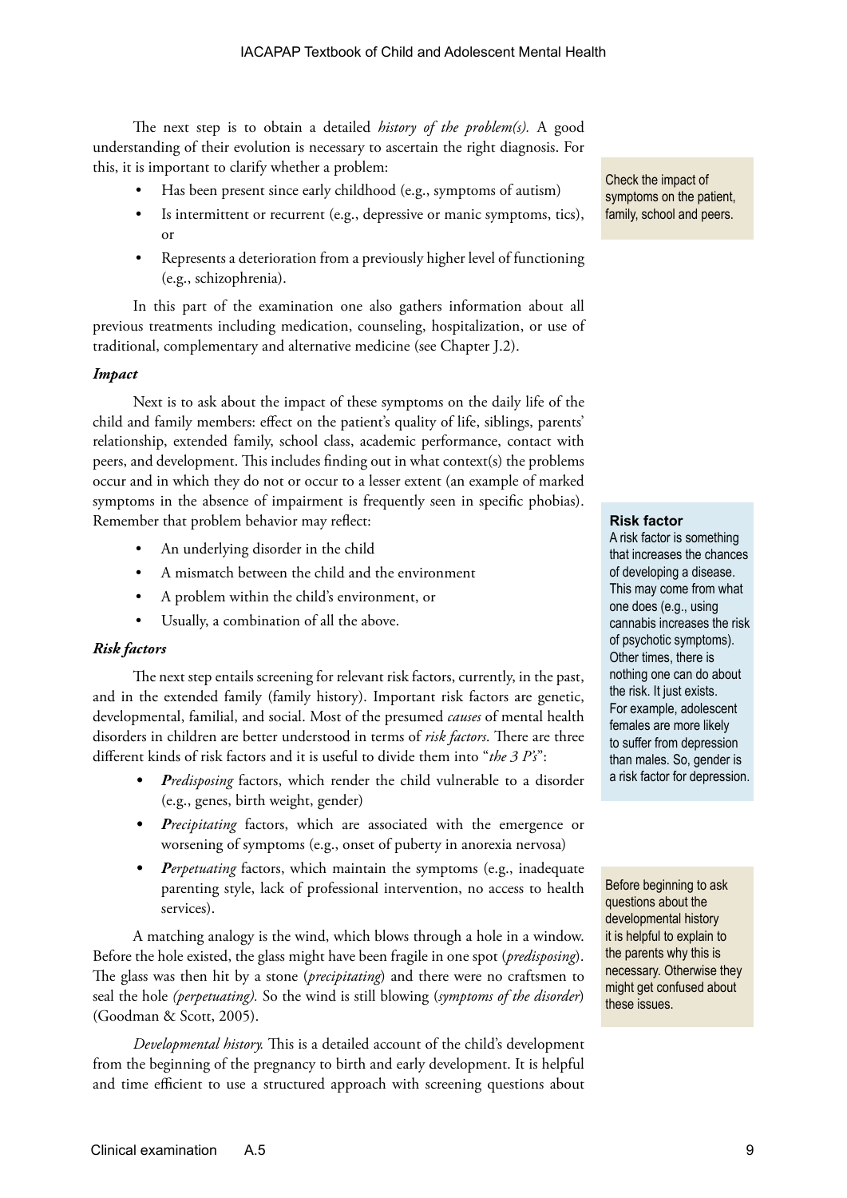The next step is to obtain a detailed *history of the problem(s).* A good understanding of their evolution is necessary to ascertain the right diagnosis. For this, it is important to clarify whether a problem:

- Has been present since early childhood (e.g., symptoms of autism)
- Is intermittent or recurrent (e.g., depressive or manic symptoms, tics), or
- Represents a deterioration from a previously higher level of functioning (e.g., schizophrenia).

Check the impact of symptoms on the patient, family, school and peers.

In this part of the examination one also gathers information about all previous treatments including medication, counseling, hospitalization, or use of traditional, complementary and alternative medicine (see Chapter J.2).

***Impact***

Next is to ask about the impact of these symptoms on the daily life of the child and family members: effect on the patient's quality of life, siblings, parents' relationship, extended family, school class, academic performance, contact with peers, and development. This includes finding out in what context(s) the problems occur and in which they do not or occur to a lesser extent (an example of marked symptoms in the absence of impairment is frequently seen in specific phobias). Remember that problem behavior may reflect:

- An underlying disorder in the child
- A mismatch between the child and the environment
- A problem within the child's environment, or
- Usually, a combination of all the above.

**Risk factor**

A risk factor is something that increases the chances of developing a disease. This may come from what one does (e.g., using cannabis increases the risk of psychotic symptoms). Other times, there is nothing one can do about the risk. It just exists. For example, adolescent females are more likely to suffer from depression than males. So, gender is a risk factor for depression.

***Risk factors***

The next step entails screening for relevant risk factors, currently, in the past, and in the extended family (family history). Important risk factors are genetic, developmental, familial, and social. Most of the presumed *causes* of mental health disorders in children are better understood in terms of *risk factors*. There are three different kinds of risk factors and it is useful to divide them into "*the 3 P's*":

- ***P****redisposing* factors, which render the child vulnerable to a disorder (e.g., genes, birth weight, gender)
- ***P****recipitating* factors, which are associated with the emergence or worsening of symptoms (e.g., onset of puberty in anorexia nervosa)
- ***P****erpetuating* factors, which maintain the symptoms (e.g., inadequate parenting style, lack of professional intervention, no access to health services).

A matching analogy is the wind, which blows through a hole in a window. Before the hole existed, the glass might have been fragile in one spot (*predisposing*). The glass was then hit by a stone (*precipitating*) and there were no craftsmen to seal the hole *(perpetuating).* So the wind is still blowing (*symptoms of the disorder*) (Goodman & Scott, 2005).

Before beginning to ask questions about the developmental history it is helpful to explain to the parents why this is necessary. Otherwise they might get confused about these issues.

*Developmental history.* This is a detailed account of the child's development from the beginning of the pregnancy to birth and early development. It is helpful and time efficient to use a structured approach with screening questions about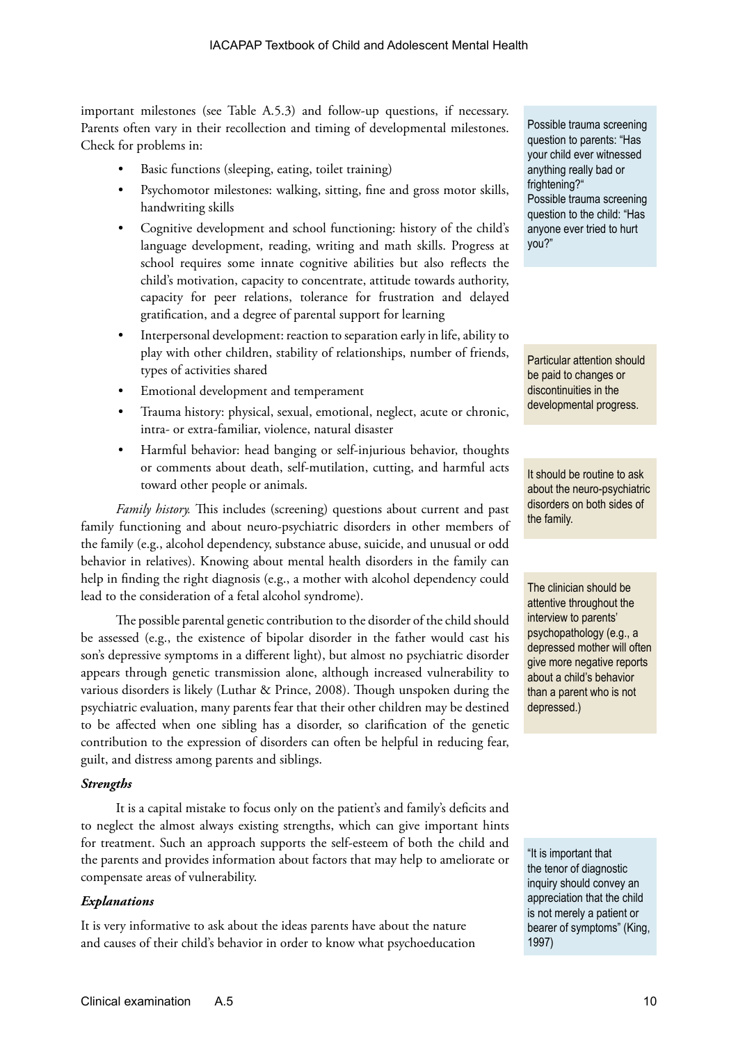important milestones (see Table A.5.3) and follow-up questions, if necessary. Parents often vary in their recollection and timing of developmental milestones. Check for problems in:

- Basic functions (sleeping, eating, toilet training)
- Psychomotor milestones: walking, sitting, fine and gross motor skills, handwriting skills
- Cognitive development and school functioning: history of the child's language development, reading, writing and math skills. Progress at school requires some innate cognitive abilities but also reflects the child's motivation, capacity to concentrate, attitude towards authority, capacity for peer relations, tolerance for frustration and delayed gratification, and a degree of parental support for learning
- Interpersonal development: reaction to separation early in life, ability to play with other children, stability of relationships, number of friends, types of activities shared
- Emotional development and temperament
- Trauma history: physical, sexual, emotional, neglect, acute or chronic, intra- or extra-familiar, violence, natural disaster
- Harmful behavior: head banging or self-injurious behavior, thoughts or comments about death, self-mutilation, cutting, and harmful acts toward other people or animals.

Possible trauma screening question to parents: "Has your child ever witnessed anything really bad or frightening?"
Possible trauma screening question to the child: "Has anyone ever tried to hurt you?"

Particular attention should be paid to changes or discontinuities in the developmental progress.

*Family history.* This includes (screening) questions about current and past family functioning and about neuro-psychiatric disorders in other members of the family (e.g., alcohol dependency, substance abuse, suicide, and unusual or odd behavior in relatives). Knowing about mental health disorders in the family can help in finding the right diagnosis (e.g., a mother with alcohol dependency could lead to the consideration of a fetal alcohol syndrome).

It should be routine to ask about the neuro-psychiatric disorders on both sides of the family.

The possible parental genetic contribution to the disorder of the child should be assessed (e.g., the existence of bipolar disorder in the father would cast his son's depressive symptoms in a different light), but almost no psychiatric disorder appears through genetic transmission alone, although increased vulnerability to various disorders is likely (Luthar & Prince, 2008). Though unspoken during the psychiatric evaluation, many parents fear that their other children may be destined to be affected when one sibling has a disorder, so clarification of the genetic contribution to the expression of disorders can often be helpful in reducing fear, guilt, and distress among parents and siblings.

The clinician should be attentive throughout the interview to parents' psychopathology (e.g., a depressed mother will often give more negative reports about a child's behavior than a parent who is not depressed.)

***Strengths***

It is a capital mistake to focus only on the patient's and family's deficits and to neglect the almost always existing strengths, which can give important hints for treatment. Such an approach supports the self-esteem of both the child and the parents and provides information about factors that may help to ameliorate or compensate areas of vulnerability.

"It is important that the tenor of diagnostic inquiry should convey an appreciation that the child is not merely a patient or bearer of symptoms" (King, 1997)

***Explanations***

It is very informative to ask about the ideas parents have about the nature and causes of their child's behavior in order to know what psychoeducation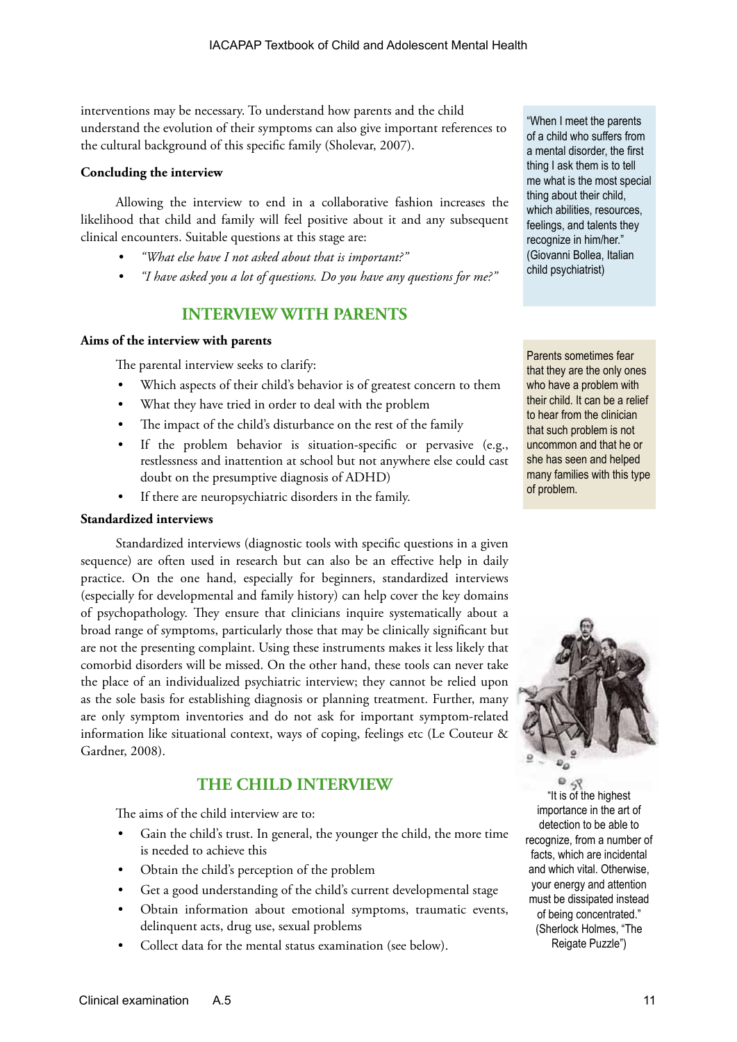interventions may be necessary. To understand how parents and the child understand the evolution of their symptoms can also give important references to the cultural background of this specific family (Sholevar, 2007).

"When I meet the parents of a child who suffers from a mental disorder, the first thing I ask them is to tell me what is the most special thing about their child, which abilities, resources, feelings, and talents they recognize in him/her." (Giovanni Bollea, Italian child psychiatrist)

**Concluding the interview**

Allowing the interview to end in a collaborative fashion increases the likelihood that child and family will feel positive about it and any subsequent clinical encounters. Suitable questions at this stage are:

- *"What else have I not asked about that is important?"*
- *"I have asked you a lot of questions. Do you have any questions for me?"*

## INTERVIEW WITH PARENTS

**Aims of the interview with parents**

The parental interview seeks to clarify:

- Which aspects of their child's behavior is of greatest concern to them
- What they have tried in order to deal with the problem
- The impact of the child's disturbance on the rest of the family
- If the problem behavior is situation-specific or pervasive (e.g., restlessness and inattention at school but not anywhere else could cast doubt on the presumptive diagnosis of ADHD)
- If there are neuropsychiatric disorders in the family.

Parents sometimes fear that they are the only ones who have a problem with their child. It can be a relief to hear from the clinician that such problem is not uncommon and that he or she has seen and helped many families with this type of problem.

**Standardized interviews**

Standardized interviews (diagnostic tools with specific questions in a given sequence) are often used in research but can also be an effective help in daily practice. On the one hand, especially for beginners, standardized interviews (especially for developmental and family history) can help cover the key domains of psychopathology. They ensure that clinicians inquire systematically about a broad range of symptoms, particularly those that may be clinically significant but are not the presenting complaint. Using these instruments makes it less likely that comorbid disorders will be missed. On the other hand, these tools can never take the place of an individualized psychiatric interview; they cannot be relied upon as the sole basis for establishing diagnosis or planning treatment. Further, many are only symptom inventories and do not ask for important symptom-related information like situational context, ways of coping, feelings etc (Le Couteur & Gardner, 2008).

"It is of the highest importance in the art of detection to be able to recognize, from a number of facts, which are incidental and which vital. Otherwise, your energy and attention must be dissipated instead of being concentrated." (Sherlock Holmes, "The Reigate Puzzle")

## THE CHILD INTERVIEW

The aims of the child interview are to:

- Gain the child's trust. In general, the younger the child, the more time is needed to achieve this
- Obtain the child's perception of the problem
- Get a good understanding of the child's current developmental stage
- Obtain information about emotional symptoms, traumatic events, delinquent acts, drug use, sexual problems
- Collect data for the mental status examination (see below).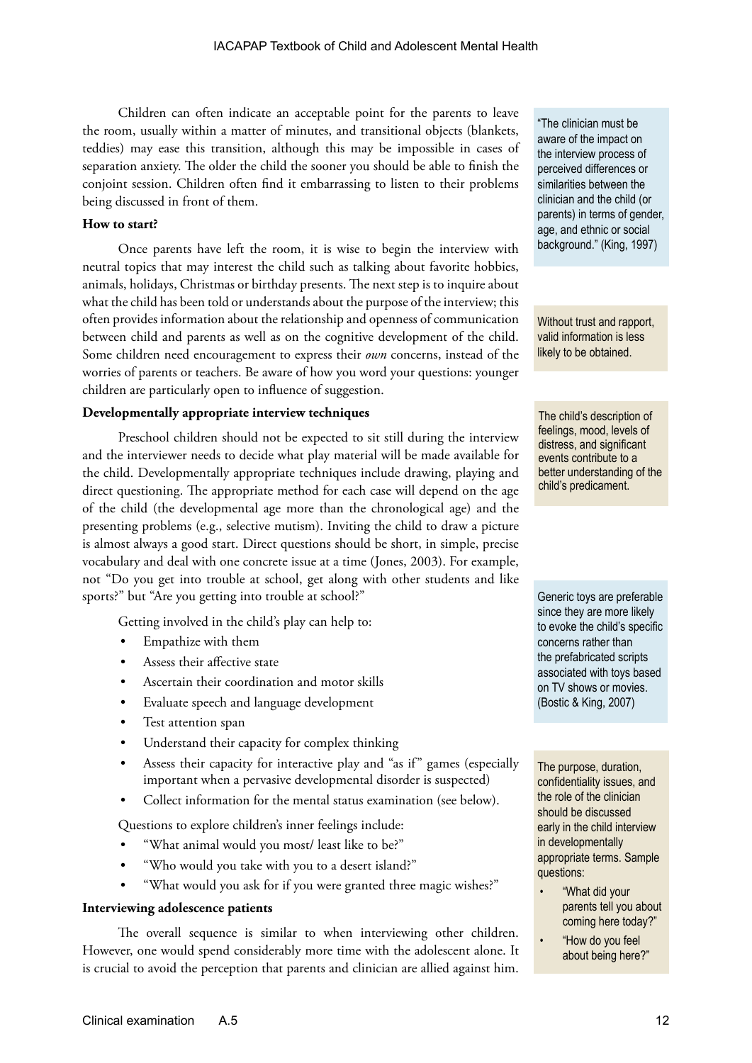Children can often indicate an acceptable point for the parents to leave the room, usually within a matter of minutes, and transitional objects (blankets, teddies) may ease this transition, although this may be impossible in cases of separation anxiety. The older the child the sooner you should be able to finish the conjoint session. Children often find it embarrassing to listen to their problems being discussed in front of them.

"The clinician must be aware of the impact on the interview process of perceived differences or similarities between the clinician and the child (or parents) in terms of gender, age, and ethnic or social background." (King, 1997)

**How to start?**

Once parents have left the room, it is wise to begin the interview with neutral topics that may interest the child such as talking about favorite hobbies, animals, holidays, Christmas or birthday presents. The next step is to inquire about what the child has been told or understands about the purpose of the interview; this often provides information about the relationship and openness of communication between child and parents as well as on the cognitive development of the child. Some children need encouragement to express their *own* concerns, instead of the worries of parents or teachers. Be aware of how you word your questions: younger children are particularly open to influence of suggestion.

Without trust and rapport, valid information is less likely to be obtained.

**Developmentally appropriate interview techniques**

Preschool children should not be expected to sit still during the interview and the interviewer needs to decide what play material will be made available for the child. Developmentally appropriate techniques include drawing, playing and direct questioning. The appropriate method for each case will depend on the age of the child (the developmental age more than the chronological age) and the presenting problems (e.g., selective mutism). Inviting the child to draw a picture is almost always a good start. Direct questions should be short, in simple, precise vocabulary and deal with one concrete issue at a time (Jones, 2003). For example, not "Do you get into trouble at school, get along with other students and like sports?" but "Are you getting into trouble at school?"

The child's description of feelings, mood, levels of distress, and significant events contribute to a better understanding of the child's predicament.

Getting involved in the child's play can help to:

- Empathize with them
- Assess their affective state
- Ascertain their coordination and motor skills
- Evaluate speech and language development
- Test attention span
- Understand their capacity for complex thinking
- Assess their capacity for interactive play and "as if" games (especially important when a pervasive developmental disorder is suspected)
- Collect information for the mental status examination (see below).

Generic toys are preferable since they are more likely to evoke the child's specific concerns rather than the prefabricated scripts associated with toys based on TV shows or movies. (Bostic & King, 2007)

Questions to explore children's inner feelings include:

- "What animal would you most/ least like to be?"
- "Who would you take with you to a desert island?"
- "What would you ask for if you were granted three magic wishes?"

The purpose, duration, confidentiality issues, and the role of the clinician should be discussed early in the child interview in developmentally appropriate terms. Sample questions:

- "What did your parents tell you about coming here today?"
- "How do you feel about being here?"

**Interviewing adolescence patients**

The overall sequence is similar to when interviewing other children. However, one would spend considerably more time with the adolescent alone. It is crucial to avoid the perception that parents and clinician are allied against him.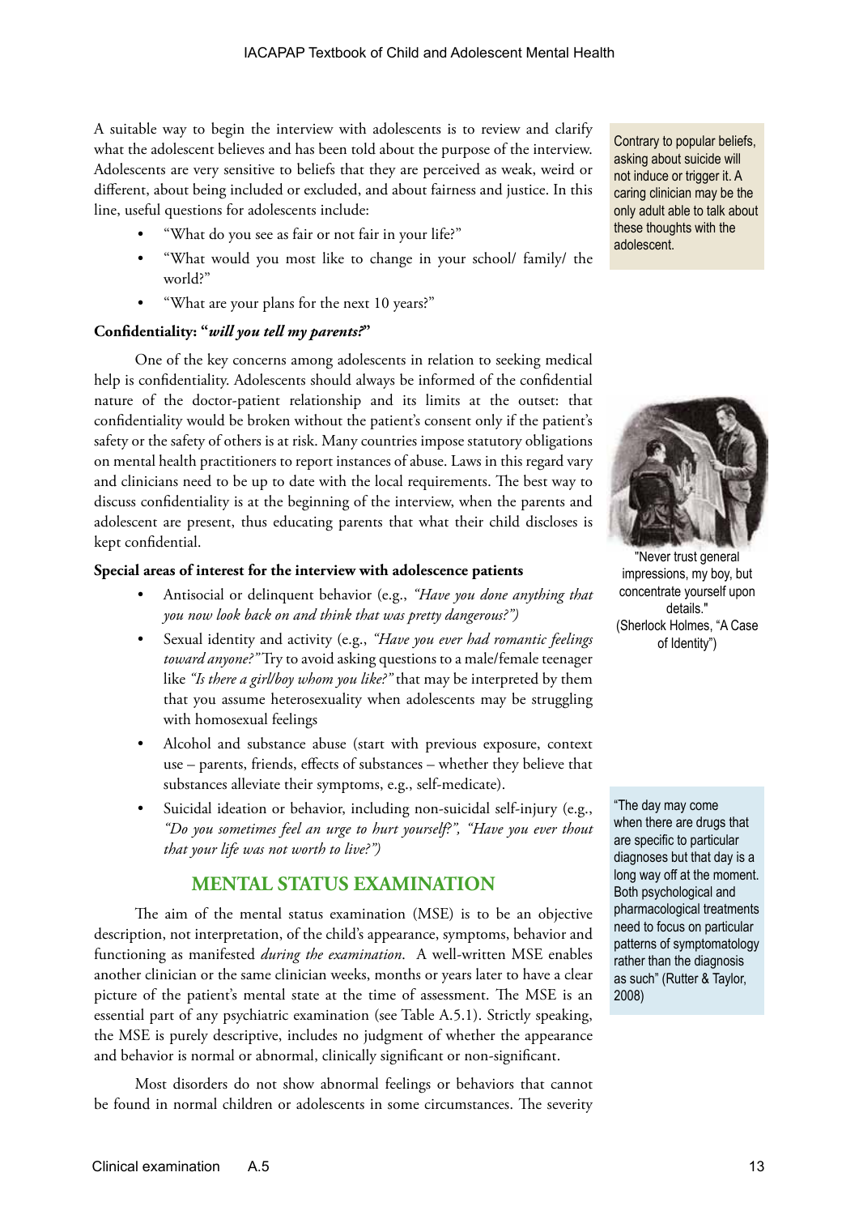A suitable way to begin the interview with adolescents is to review and clarify what the adolescent believes and has been told about the purpose of the interview. Adolescents are very sensitive to beliefs that they are perceived as weak, weird or different, about being included or excluded, and about fairness and justice. In this line, useful questions for adolescents include:

- "What do you see as fair or not fair in your life?"
- "What would you most like to change in your school/ family/ the world?"
- "What are your plans for the next 10 years?"

Contrary to popular beliefs, asking about suicide will not induce or trigger it. A caring clinician may be the only adult able to talk about these thoughts with the adolescent.

**Confidentiality: "*will you tell my parents?*"**

One of the key concerns among adolescents in relation to seeking medical help is confidentiality. Adolescents should always be informed of the confidential nature of the doctor-patient relationship and its limits at the outset: that confidentiality would be broken without the patient's consent only if the patient's safety or the safety of others is at risk. Many countries impose statutory obligations on mental health practitioners to report instances of abuse. Laws in this regard vary and clinicians need to be up to date with the local requirements. The best way to discuss confidentiality is at the beginning of the interview, when the parents and adolescent are present, thus educating parents that what their child discloses is kept confidential.

"Never trust general impressions, my boy, but concentrate yourself upon details." (Sherlock Holmes, "A Case of Identity")

**Special areas of interest for the interview with adolescence patients**

- Antisocial or delinquent behavior (e.g., *"Have you done anything that you now look back on and think that was pretty dangerous?")*
- Sexual identity and activity (e.g., *"Have you ever had romantic feelings toward anyone?"* Try to avoid asking questions to a male/female teenager like *"Is there a girl/boy whom you like?"* that may be interpreted by them that you assume heterosexuality when adolescents may be struggling with homosexual feelings
- Alcohol and substance abuse (start with previous exposure, context use – parents, friends, effects of substances – whether they believe that substances alleviate their symptoms, e.g., self-medicate).
- Suicidal ideation or behavior, including non-suicidal self-injury (e.g., *"Do you sometimes feel an urge to hurt yourself?", "Have you ever thout that your life was not worth to live?")*

## MENTAL STATUS EXAMINATION

The aim of the mental status examination (MSE) is to be an objective description, not interpretation, of the child's appearance, symptoms, behavior and functioning as manifested *during the examination*. A well-written MSE enables another clinician or the same clinician weeks, months or years later to have a clear picture of the patient's mental state at the time of assessment. The MSE is an essential part of any psychiatric examination (see Table A.5.1). Strictly speaking, the MSE is purely descriptive, includes no judgment of whether the appearance and behavior is normal or abnormal, clinically significant or non-significant.

"The day may come when there are drugs that are specific to particular diagnoses but that day is a long way off at the moment. Both psychological and pharmacological treatments need to focus on particular patterns of symptomatology rather than the diagnosis as such" (Rutter & Taylor, 2008)

Most disorders do not show abnormal feelings or behaviors that cannot be found in normal children or adolescents in some circumstances. The severity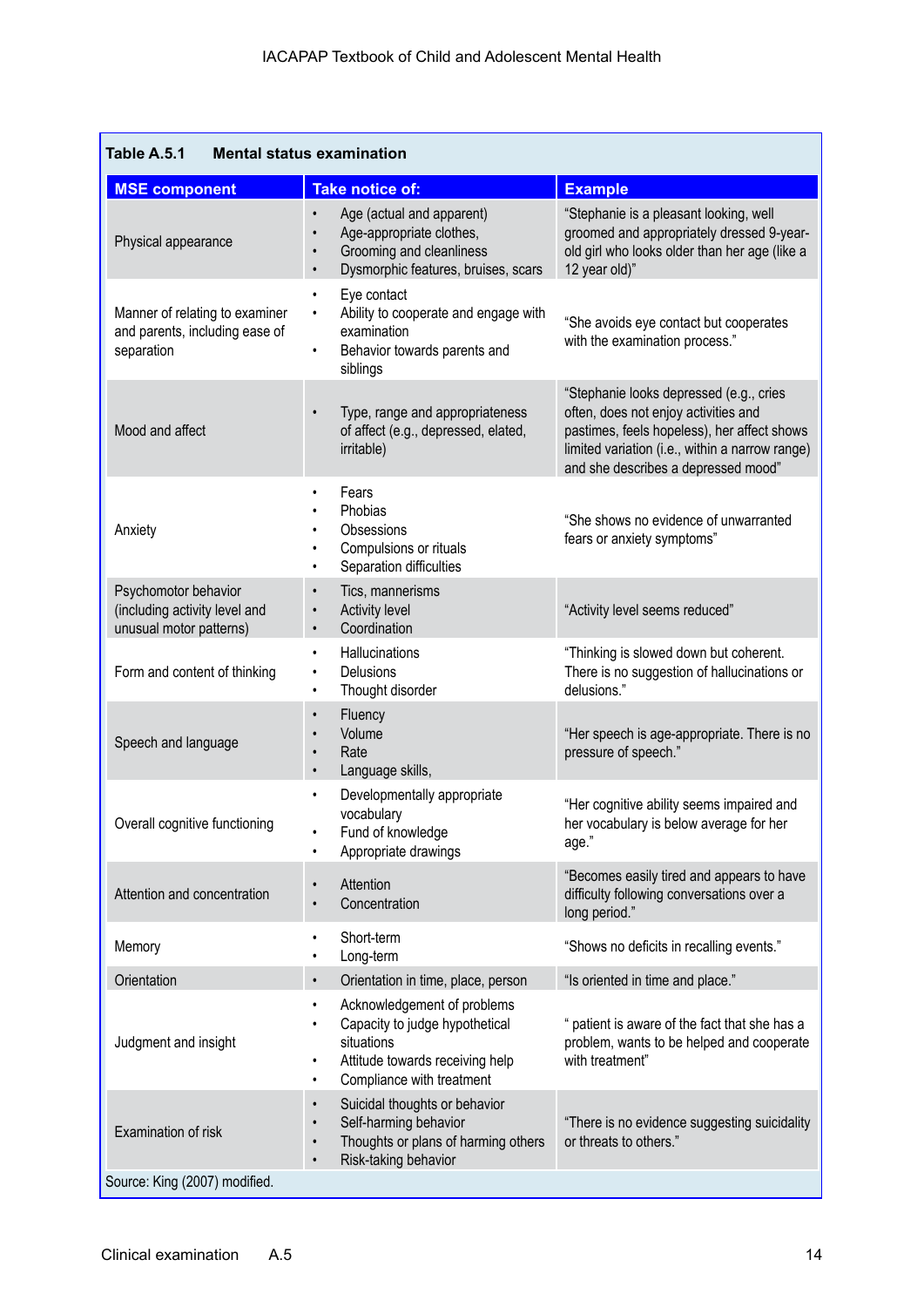**Table A.5.1 Mental status examination**

| MSE component | Take notice of: | Example |
|---|---|---|
| Physical appearance | • Age (actual and apparent)<br>• Age-appropriate clothes,<br>• Grooming and cleanliness<br>• Dysmorphic features, bruises, scars | "Stephanie is a pleasant looking, well groomed and appropriately dressed 9-year-old girl who looks older than her age (like a 12 year old)" |
| Manner of relating to examiner and parents, including ease of separation | • Eye contact<br>• Ability to cooperate and engage with examination<br>• Behavior towards parents and siblings | "She avoids eye contact but cooperates with the examination process." |
| Mood and affect | • Type, range and appropriateness of affect (e.g., depressed, elated, irritable) | "Stephanie looks depressed (e.g., cries often, does not enjoy activities and pastimes, feels hopeless), her affect shows limited variation (i.e., within a narrow range) and she describes a depressed mood" |
| Anxiety | • Fears<br>• Phobias<br>• Obsessions<br>• Compulsions or rituals<br>• Separation difficulties | "She shows no evidence of unwarranted fears or anxiety symptoms" |
| Psychomotor behavior (including activity level and unusual motor patterns) | • Tics, mannerisms<br>• Activity level<br>• Coordination | "Activity level seems reduced" |
| Form and content of thinking | • Hallucinations<br>• Delusions<br>• Thought disorder | "Thinking is slowed down but coherent. There is no suggestion of hallucinations or delusions." |
| Speech and language | • Fluency<br>• Volume<br>• Rate<br>• Language skills, | "Her speech is age-appropriate. There is no pressure of speech." |
| Overall cognitive functioning | • Developmentally appropriate vocabulary<br>• Fund of knowledge<br>• Appropriate drawings | "Her cognitive ability seems impaired and her vocabulary is below average for her age." |
| Attention and concentration | • Attention<br>• Concentration | "Becomes easily tired and appears to have difficulty following conversations over a long period." |
| Memory | • Short-term<br>• Long-term | "Shows no deficits in recalling events." |
| Orientation | • Orientation in time, place, person | "Is oriented in time and place." |
| Judgment and insight | • Acknowledgement of problems<br>• Capacity to judge hypothetical situations<br>• Attitude towards receiving help<br>• Compliance with treatment | " patient is aware of the fact that she has a problem, wants to be helped and cooperate with treatment" |
| Examination of risk | • Suicidal thoughts or behavior<br>• Self-harming behavior<br>• Thoughts or plans of harming others<br>• Risk-taking behavior | "There is no evidence suggesting suicidality or threats to others." |

Source: King (2007) modified.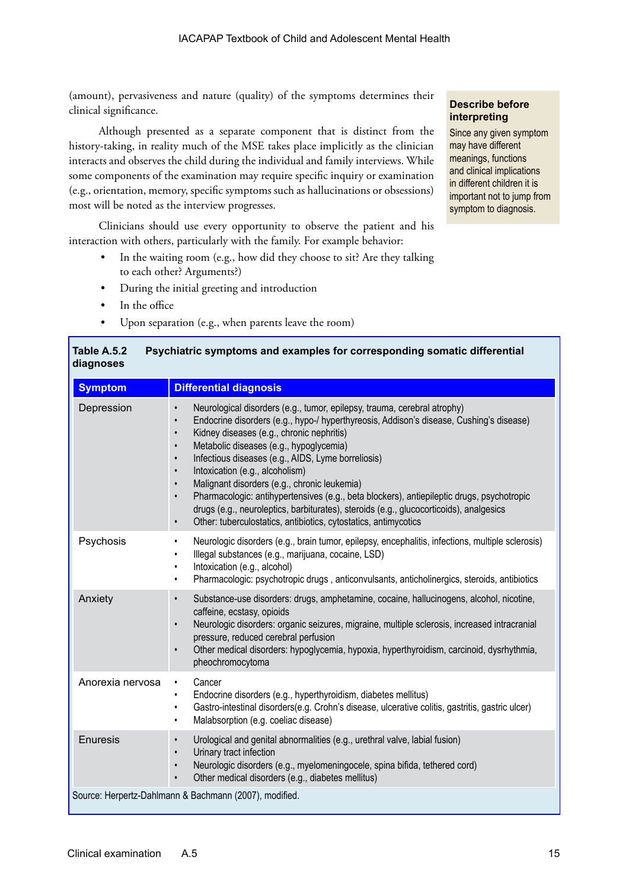(amount), pervasiveness and nature (quality) of the symptoms determines their clinical significance.

Although presented as a separate component that is distinct from the history-taking, in reality much of the MSE takes place implicitly as the clinician interacts and observes the child during the individual and family interviews. While some components of the examination may require specific inquiry or examination (e.g., orientation, memory, specific symptoms such as hallucinations or obsessions) most will be noted as the interview progresses.

Clinicians should use every opportunity to observe the patient and his interaction with others, particularly with the family. For example behavior:

- In the waiting room (e.g., how did they choose to sit? Are they talking to each other? Arguments?)
- During the initial greeting and introduction
- In the office
- Upon separation (e.g., when parents leave the room)

**Describe before interpreting**

Since any given symptom may have different meanings, functions and clinical implications in different children it is important not to jump from symptom to diagnosis.

**Table A.5.2 Psychiatric symptoms and examples for corresponding somatic differential diagnoses**

| Symptom | Differential diagnosis |
|---|---|
| Depression | • Neurological disorders (e.g., tumor, epilepsy, trauma, cerebral atrophy)<br>• Endocrine disorders (e.g., hypo-/ hyperthyreosis, Addison's disease, Cushing's disease)<br>• Kidney diseases (e.g., chronic nephritis)<br>• Metabolic diseases (e.g., hypoglycemia)<br>• Infectious diseases (e.g., AIDS, Lyme borreliosis)<br>• Intoxication (e.g., alcoholism)<br>• Malignant disorders (e.g., chronic leukemia)<br>• Pharmacologic: antihypertensives (e.g., beta blockers), antiepileptic drugs, psychotropic drugs (e.g., neuroleptics, barbiturates), steroids (e.g., glucocorticoids), analgesics<br>• Other: tuberculostatics, antibiotics, cytostatics, antimycotics |
| Psychosis | • Neurologic disorders (e.g., brain tumor, epilepsy, encephalitis, infections, multiple sclerosis)<br>• Illegal substances (e.g., marijuana, cocaine, LSD)<br>• Intoxication (e.g., alcohol)<br>• Pharmacologic: psychotropic drugs , anticonvulsants, anticholinergics, steroids, antibiotics |
| Anxiety | • Substance-use disorders: drugs, amphetamine, cocaine, hallucinogens, alcohol, nicotine, caffeine, ecstasy, opioids<br>• Neurologic disorders: organic seizures, migraine, multiple sclerosis, increased intracranial pressure, reduced cerebral perfusion<br>• Other medical disorders: hypoglycemia, hypoxia, hyperthyroidism, carcinoid, dysrhythmia, pheochromocytoma |
| Anorexia nervosa | • Cancer<br>• Endocrine disorders (e.g., hyperthyroidism, diabetes mellitus)<br>• Gastro-intestinal disorders(e.g. Crohn's disease, ulcerative colitis, gastritis, gastric ulcer)<br>• Malabsorption (e.g. coeliac disease) |
| Enuresis | • Urological and genital abnormalities (e.g., urethral valve, labial fusion)<br>• Urinary tract infection<br>• Neurologic disorders (e.g., myelomeningocele, spina bifida, tethered cord)<br>• Other medical disorders (e.g., diabetes mellitus) |

Source: Herpertz-Dahlmann & Bachmann (2007), modified.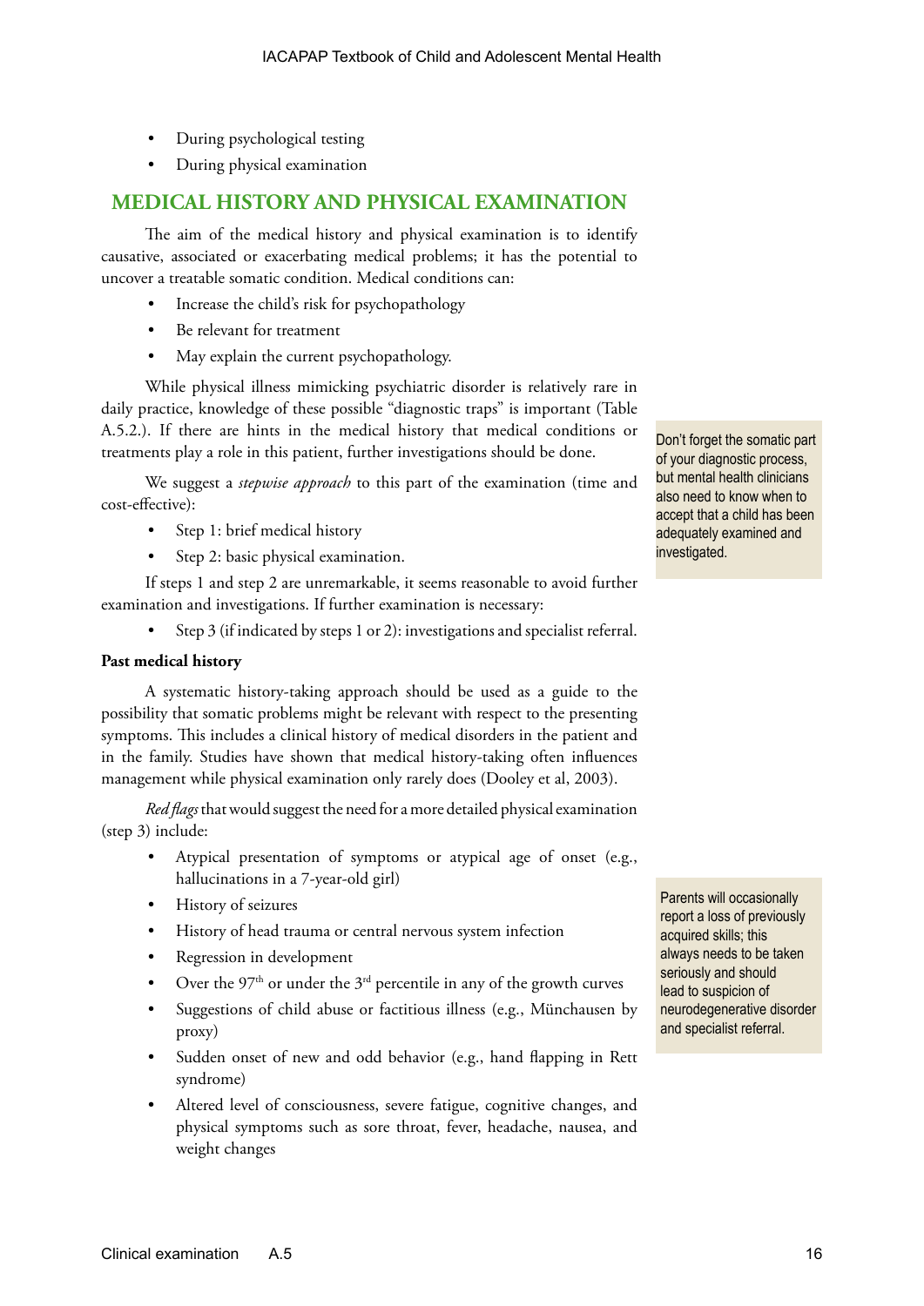- During psychological testing
- During physical examination

## MEDICAL HISTORY AND PHYSICAL EXAMINATION

The aim of the medical history and physical examination is to identify causative, associated or exacerbating medical problems; it has the potential to uncover a treatable somatic condition. Medical conditions can:

- Increase the child's risk for psychopathology
- Be relevant for treatment
- May explain the current psychopathology.

While physical illness mimicking psychiatric disorder is relatively rare in daily practice, knowledge of these possible "diagnostic traps" is important (Table A.5.2.). If there are hints in the medical history that medical conditions or treatments play a role in this patient, further investigations should be done.

Don't forget the somatic part of your diagnostic process, but mental health clinicians also need to know when to accept that a child has been adequately examined and investigated.

We suggest a *stepwise approach* to this part of the examination (time and cost-effective):

- Step 1: brief medical history
- Step 2: basic physical examination.

If steps 1 and step 2 are unremarkable, it seems reasonable to avoid further examination and investigations. If further examination is necessary:

- Step 3 (if indicated by steps 1 or 2): investigations and specialist referral.

**Past medical history**

A systematic history-taking approach should be used as a guide to the possibility that somatic problems might be relevant with respect to the presenting symptoms. This includes a clinical history of medical disorders in the patient and in the family. Studies have shown that medical history-taking often influences management while physical examination only rarely does (Dooley et al, 2003).

*Red flags* that would suggest the need for a more detailed physical examination (step 3) include:

- Atypical presentation of symptoms or atypical age of onset (e.g., hallucinations in a 7-year-old girl)
- History of seizures
- History of head trauma or central nervous system infection
- Regression in development
- Over the 97th or under the 3rd percentile in any of the growth curves
- Suggestions of child abuse or factitious illness (e.g., Münchausen by proxy)
- Sudden onset of new and odd behavior (e.g., hand flapping in Rett syndrome)
- Altered level of consciousness, severe fatigue, cognitive changes, and physical symptoms such as sore throat, fever, headache, nausea, and weight changes

Parents will occasionally report a loss of previously acquired skills; this always needs to be taken seriously and should lead to suspicion of neurodegenerative disorder and specialist referral.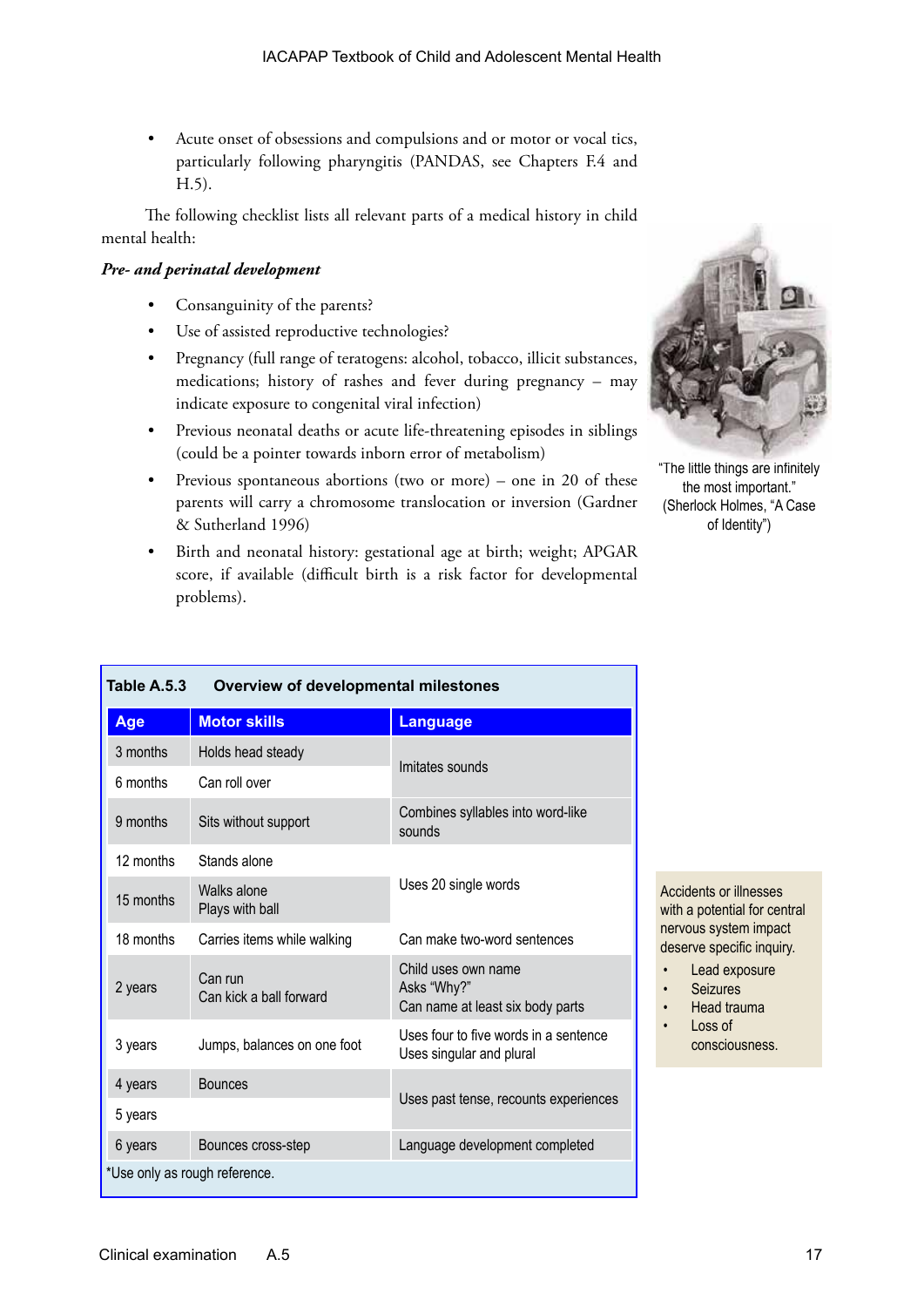- Acute onset of obsessions and compulsions and or motor or vocal tics, particularly following pharyngitis (PANDAS, see Chapters F.4 and H.5).

The following checklist lists all relevant parts of a medical history in child mental health:

***Pre- and perinatal development***

- Consanguinity of the parents?
- Use of assisted reproductive technologies?
- Pregnancy (full range of teratogens: alcohol, tobacco, illicit substances, medications; history of rashes and fever during pregnancy – may indicate exposure to congenital viral infection)
- Previous neonatal deaths or acute life-threatening episodes in siblings (could be a pointer towards inborn error of metabolism)
- Previous spontaneous abortions (two or more) – one in 20 of these parents will carry a chromosome translocation or inversion (Gardner & Sutherland 1996)
- Birth and neonatal history: gestational age at birth; weight; APGAR score, if available (difficult birth is a risk factor for developmental problems).

"The little things are infinitely the most important." (Sherlock Holmes, "A Case of Identity")

**Table A.5.3 Overview of developmental milestones**

| Age | Motor skills | Language |
|---|---|---|
| 3 months | Holds head steady | Imitates sounds |
| 6 months | Can roll over | |
| 9 months | Sits without support | Combines syllables into word-like sounds |
| 12 months | Stands alone | Uses 20 single words |
| 15 months | Walks alone<br>Plays with ball | |
| 18 months | Carries items while walking | Can make two-word sentences |
| 2 years | Can run<br>Can kick a ball forward | Child uses own name<br>Asks "Why?"<br>Can name at least six body parts |
| 3 years | Jumps, balances on one foot | Uses four to five words in a sentence<br>Uses singular and plural |
| 4 years | Bounces | Uses past tense, recounts experiences |
| 5 years | | |
| 6 years | Bounces cross-step | Language development completed |

*Use only as rough reference.

Accidents or illnesses with a potential for central nervous system impact deserve specific inquiry.

- Lead exposure
- Seizures
- Head trauma
- Loss of consciousness.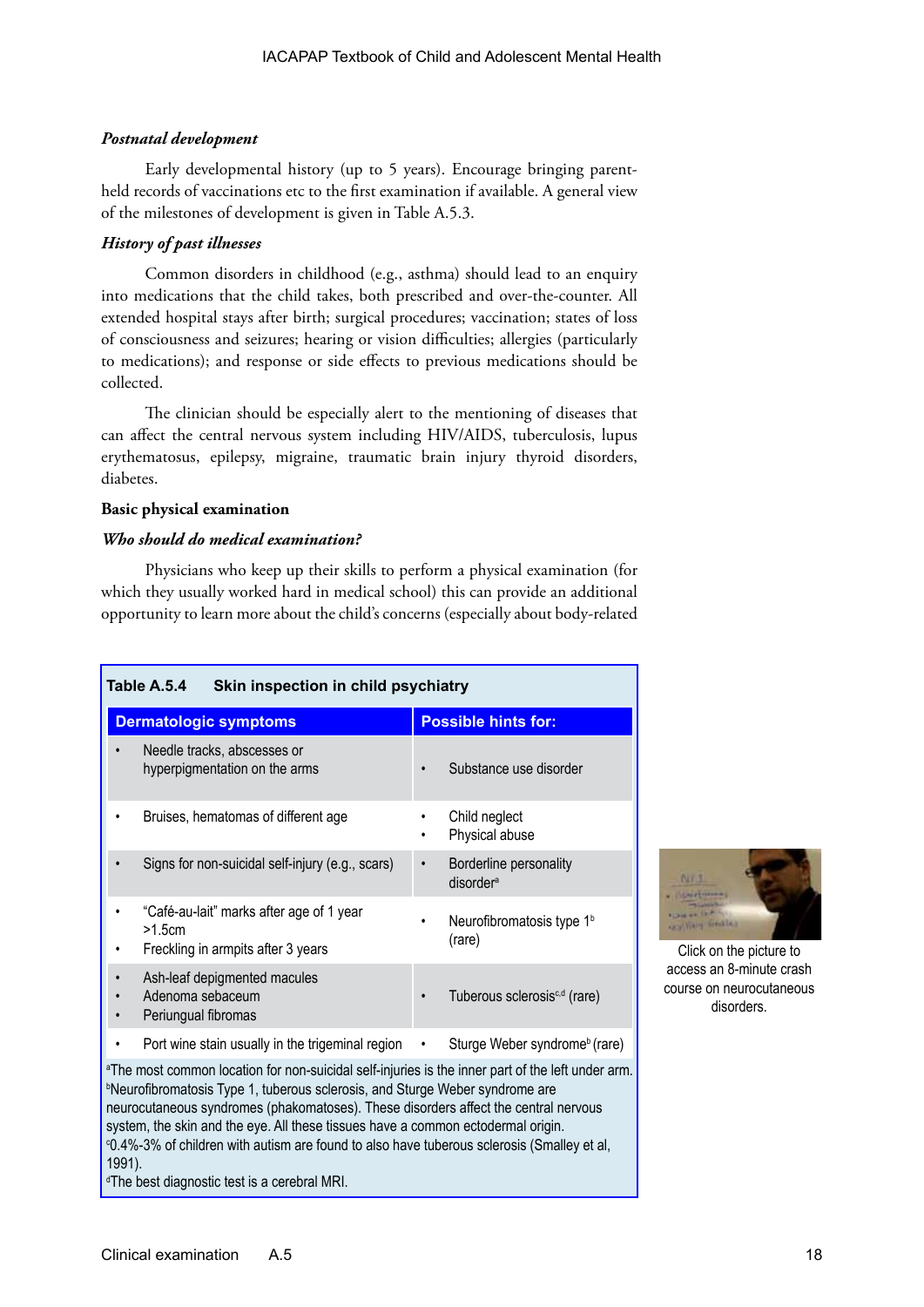### *Postnatal development*

Early developmental history (up to 5 years). Encourage bringing parent-held records of vaccinations etc to the first examination if available. A general view of the milestones of development is given in Table A.5.3.

### *History of past illnesses*

Common disorders in childhood (e.g., asthma) should lead to an enquiry into medications that the child takes, both prescribed and over-the-counter. All extended hospital stays after birth; surgical procedures; vaccination; states of loss of consciousness and seizures; hearing or vision difficulties; allergies (particularly to medications); and response or side effects to previous medications should be collected.

The clinician should be especially alert to the mentioning of diseases that can affect the central nervous system including HIV/AIDS, tuberculosis, lupus erythematosus, epilepsy, migraine, traumatic brain injury thyroid disorders, diabetes.

## Basic physical examination

### *Who should do medical examination?*

Physicians who keep up their skills to perform a physical examination (for which they usually worked hard in medical school) this can provide an additional opportunity to learn more about the child's concerns (especially about body-related

**Table A.5.4 Skin inspection in child psychiatry**

| Dermatologic symptoms | Possible hints for: |
|---|---|
| • Needle tracks, abscesses or hyperpigmentation on the arms | • Substance use disorder |
| • Bruises, hematomas of different age | • Child neglect<br>• Physical abuse |
| • Signs for non-suicidal self-injury (e.g., scars) | • Borderline personality disorder[a] |
| • "Café-au-lait" marks after age of 1 year >1.5cm<br>• Freckling in armpits after 3 years | • Neurofibromatosis type 1[b] (rare) |
| • Ash-leaf depigmented macules<br>• Adenoma sebaceum<br>• Periungual fibromas | • Tuberous sclerosis[c,d] (rare) |
| • Port wine stain usually in the trigeminal region | • Sturge Weber syndrome[b] (rare) |

[a]The most common location for non-suicidal self-injuries is the inner part of the left under arm.
[b]Neurofibromatosis Type 1, tuberous sclerosis, and Sturge Weber syndrome are neurocutaneous syndromes (phakomatoses). These disorders affect the central nervous system, the skin and the eye. All these tissues have a common ectodermal origin.
[c]0.4%-3% of children with autism are found to also have tuberous sclerosis (Smalley et al, 1991).
[d]The best diagnostic test is a cerebral MRI.

Click on the picture to access an 8-minute crash course on neurocutaneous disorders.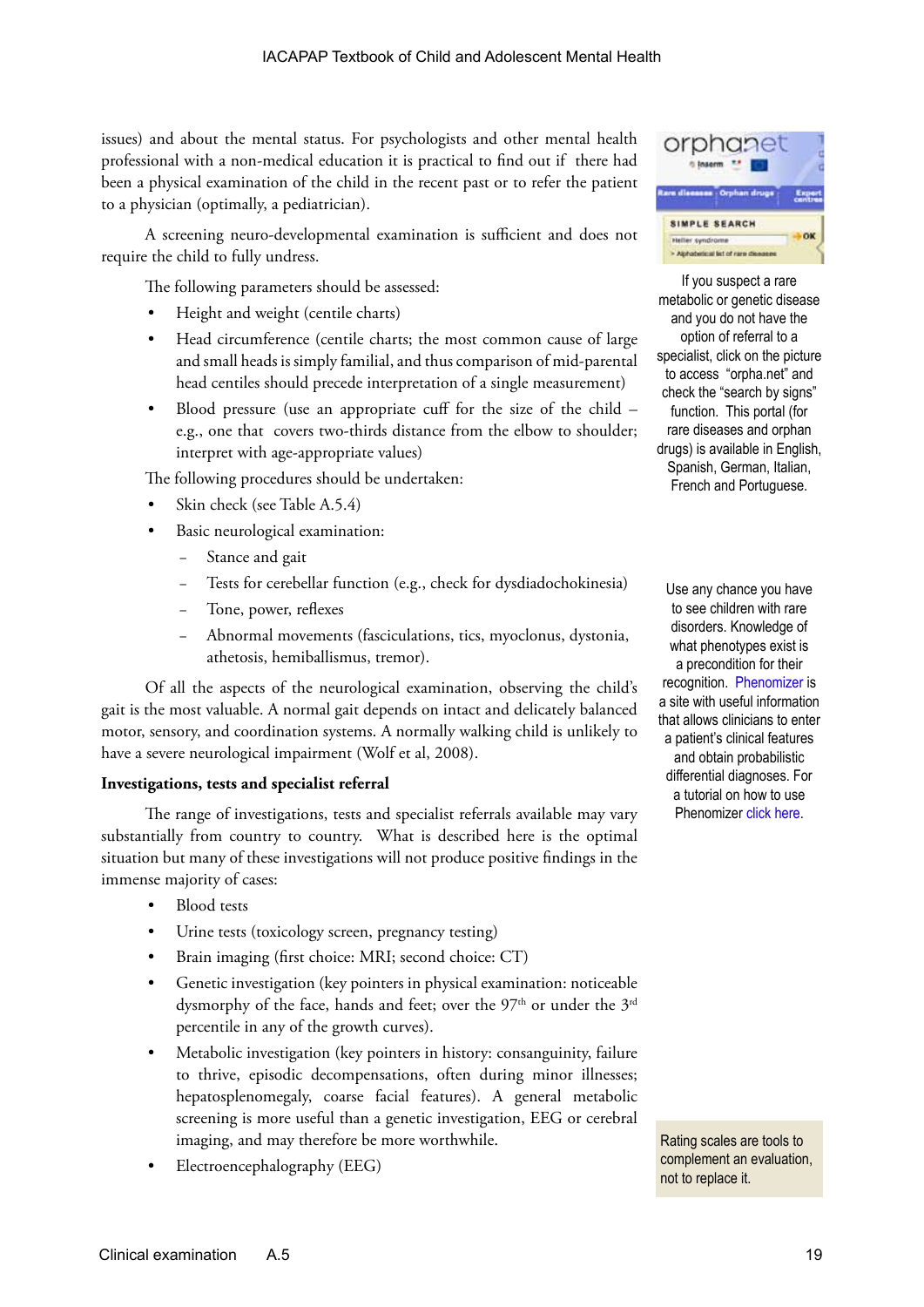issues) and about the mental status. For psychologists and other mental health professional with a non-medical education it is practical to find out if there had been a physical examination of the child in the recent past or to refer the patient to a physician (optimally, a pediatrician).

A screening neuro-developmental examination is sufficient and does not require the child to fully undress.

The following parameters should be assessed:

- Height and weight (centile charts)
- Head circumference (centile charts; the most common cause of large and small heads is simply familial, and thus comparison of mid-parental head centiles should precede interpretation of a single measurement)
- Blood pressure (use an appropriate cuff for the size of the child – e.g., one that covers two-thirds distance from the elbow to shoulder; interpret with age-appropriate values)

The following procedures should be undertaken:

- Skin check (see Table A.5.4)
- Basic neurological examination:
  - Stance and gait
  - Tests for cerebellar function (e.g., check for dysdiadochokinesia)
  - Tone, power, reflexes
  - Abnormal movements (fasciculations, tics, myoclonus, dystonia, athetosis, hemiballismus, tremor).

Of all the aspects of the neurological examination, observing the child's gait is the most valuable. A normal gait depends on intact and delicately balanced motor, sensory, and coordination systems. A normally walking child is unlikely to have a severe neurological impairment (Wolf et al, 2008).

If you suspect a rare metabolic or genetic disease and you do not have the option of referral to a specialist, click on the picture to access "orpha.net" and check the "search by signs" function. This portal (for rare diseases and orphan drugs) is available in English, Spanish, German, Italian, French and Portuguese.

Use any chance you have to see children with rare disorders. Knowledge of what phenotypes exist is a precondition for their recognition. Phenomizer is a site with useful information that allows clinicians to enter a patient's clinical features and obtain probabilistic differential diagnoses. For a tutorial on how to use Phenomizer click here.

**Investigations, tests and specialist referral**

The range of investigations, tests and specialist referrals available may vary substantially from country to country. What is described here is the optimal situation but many of these investigations will not produce positive findings in the immense majority of cases:

- Blood tests
- Urine tests (toxicology screen, pregnancy testing)
- Brain imaging (first choice: MRI; second choice: CT)
- Genetic investigation (key pointers in physical examination: noticeable dysmorphy of the face, hands and feet; over the 97th or under the 3rd percentile in any of the growth curves).
- Metabolic investigation (key pointers in history: consanguinity, failure to thrive, episodic decompensations, often during minor illnesses; hepatosplenomegaly, coarse facial features). A general metabolic screening is more useful than a genetic investigation, EEG or cerebral imaging, and may therefore be more worthwhile.
- Electroencephalography (EEG)

Rating scales are tools to complement an evaluation, not to replace it.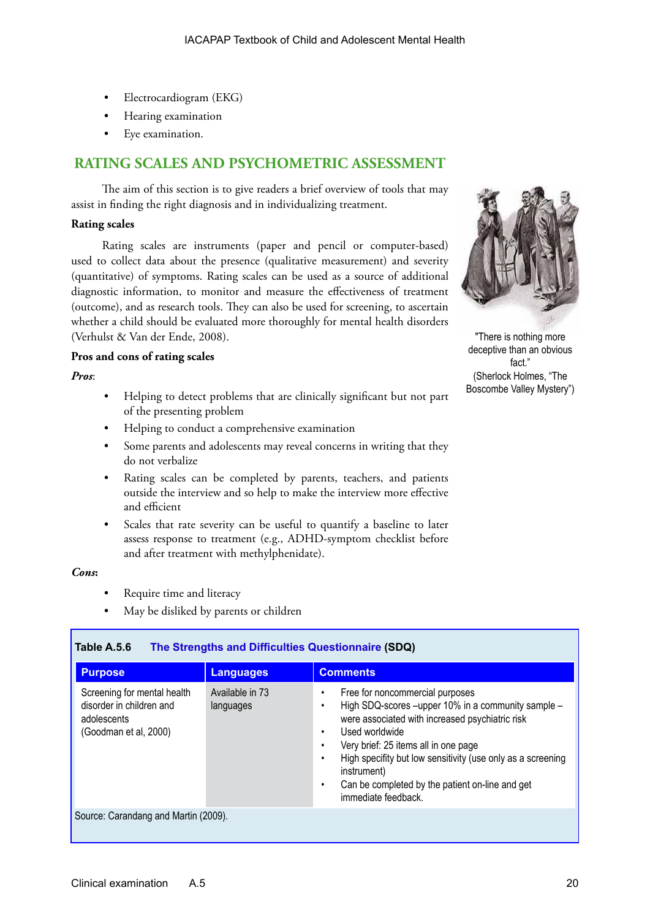- Electrocardiogram (EKG)
- Hearing examination
- Eye examination.

## RATING SCALES AND PSYCHOMETRIC ASSESSMENT

The aim of this section is to give readers a brief overview of tools that may assist in finding the right diagnosis and in individualizing treatment.

**Rating scales**

Rating scales are instruments (paper and pencil or computer-based) used to collect data about the presence (qualitative measurement) and severity (quantitative) of symptoms. Rating scales can be used as a source of additional diagnostic information, to monitor and measure the effectiveness of treatment (outcome), and as research tools. They can also be used for screening, to ascertain whether a child should be evaluated more thoroughly for mental health disorders (Verhulst & Van der Ende, 2008).

"There is nothing more deceptive than an obvious fact."
(Sherlock Holmes, "The Boscombe Valley Mystery")

**Pros and cons of rating scales**

***Pros***:

- Helping to detect problems that are clinically significant but not part of the presenting problem
- Helping to conduct a comprehensive examination
- Some parents and adolescents may reveal concerns in writing that they do not verbalize
- Rating scales can be completed by parents, teachers, and patients outside the interview and so help to make the interview more effective and efficient
- Scales that rate severity can be useful to quantify a baseline to later assess response to treatment (e.g., ADHD-symptom checklist before and after treatment with methylphenidate).

***Cons*:**

- Require time and literacy
- May be disliked by parents or children

**Table A.5.6** The Strengths and Difficulties Questionnaire **(SDQ)**

| Purpose | Languages | Comments |
|---|---|---|
| Screening for mental health disorder in children and adolescents (Goodman et al, 2000) | Available in 73 languages | • Free for noncommercial purposes<br>• High SDQ-scores –upper 10% in a community sample – were associated with increased psychiatric risk<br>• Used worldwide<br>• Very brief: 25 items all in one page<br>• High specifity but low sensitivity (use only as a screening instrument)<br>• Can be completed by the patient on-line and get immediate feedback. |

Source: Carandang and Martin (2009).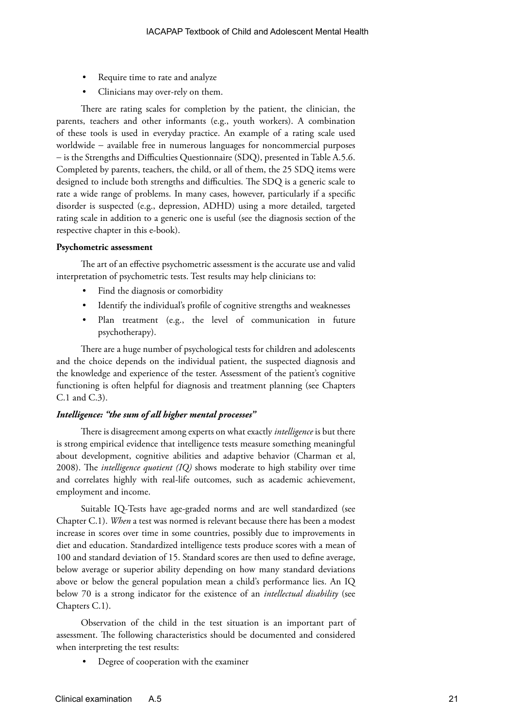- Require time to rate and analyze
- Clinicians may over-rely on them.

There are rating scales for completion by the patient, the clinician, the parents, teachers and other informants (e.g., youth workers). A combination of these tools is used in everyday practice. An example of a rating scale used worldwide – available free in numerous languages for noncommercial purposes – is the Strengths and Difficulties Questionnaire (SDQ), presented in Table A.5.6. Completed by parents, teachers, the child, or all of them, the 25 SDQ items were designed to include both strengths and difficulties. The SDQ is a generic scale to rate a wide range of problems. In many cases, however, particularly if a specific disorder is suspected (e.g., depression, ADHD) using a more detailed, targeted rating scale in addition to a generic one is useful (see the diagnosis section of the respective chapter in this e-book).

**Psychometric assessment**

The art of an effective psychometric assessment is the accurate use and valid interpretation of psychometric tests. Test results may help clinicians to:

- Find the diagnosis or comorbidity
- Identify the individual's profile of cognitive strengths and weaknesses
- Plan treatment (e.g., the level of communication in future psychotherapy).

There are a huge number of psychological tests for children and adolescents and the choice depends on the individual patient, the suspected diagnosis and the knowledge and experience of the tester. Assessment of the patient's cognitive functioning is often helpful for diagnosis and treatment planning (see Chapters C.1 and C.3).

***Intelligence: "the sum of all higher mental processes"***

There is disagreement among experts on what exactly *intelligence* is but there is strong empirical evidence that intelligence tests measure something meaningful about development, cognitive abilities and adaptive behavior (Charman et al, 2008). The *intelligence quotient (IQ)* shows moderate to high stability over time and correlates highly with real-life outcomes, such as academic achievement, employment and income.

Suitable IQ-Tests have age-graded norms and are well standardized (see Chapter C.1). *When* a test was normed is relevant because there has been a modest increase in scores over time in some countries, possibly due to improvements in diet and education. Standardized intelligence tests produce scores with a mean of 100 and standard deviation of 15. Standard scores are then used to define average, below average or superior ability depending on how many standard deviations above or below the general population mean a child's performance lies. An IQ below 70 is a strong indicator for the existence of an *intellectual disability* (see Chapters C.1).

Observation of the child in the test situation is an important part of assessment. The following characteristics should be documented and considered when interpreting the test results:

- Degree of cooperation with the examiner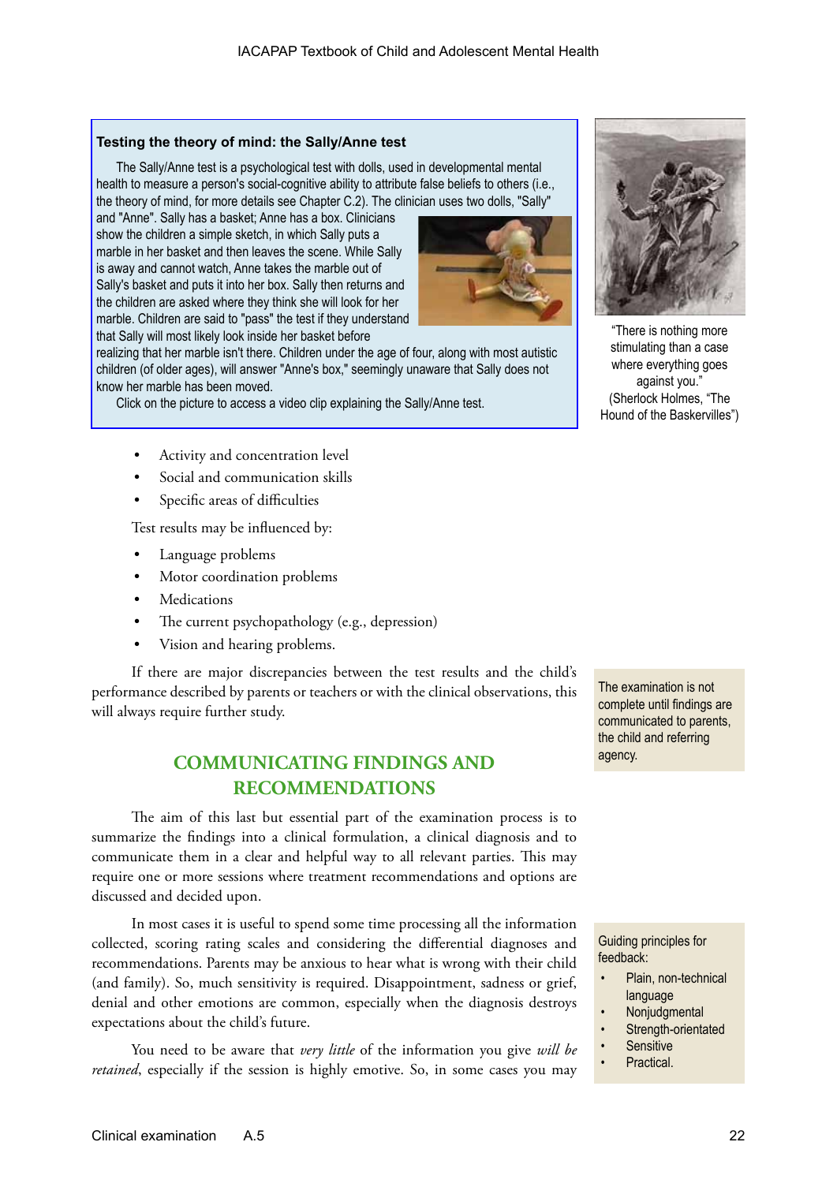**Testing the theory of mind: the Sally/Anne test**

The Sally/Anne test is a psychological test with dolls, used in developmental mental health to measure a person's social-cognitive ability to attribute false beliefs to others (i.e., the theory of mind, for more details see Chapter C.2). The clinician uses two dolls, "Sally" and "Anne". Sally has a basket; Anne has a box. Clinicians show the children a simple sketch, in which Sally puts a marble in her basket and then leaves the scene. While Sally is away and cannot watch, Anne takes the marble out of Sally's basket and puts it into her box. Sally then returns and the children are asked where they think she will look for her marble. Children are said to "pass" the test if they understand that Sally will most likely look inside her basket before realizing that her marble isn't there. Children under the age of four, along with most autistic children (of older ages), will answer "Anne's box," seemingly unaware that Sally does not know her marble has been moved.

Click on the picture to access a video clip explaining the Sally/Anne test.

"There is nothing more stimulating than a case where everything goes against you." (Sherlock Holmes, "The Hound of the Baskervilles")

- Activity and concentration level
- Social and communication skills
- Specific areas of difficulties

Test results may be influenced by:

- Language problems
- Motor coordination problems
- Medications
- The current psychopathology (e.g., depression)
- Vision and hearing problems.

If there are major discrepancies between the test results and the child's performance described by parents or teachers or with the clinical observations, this will always require further study.

The examination is not complete until findings are communicated to parents, the child and referring agency.

## COMMUNICATING FINDINGS AND RECOMMENDATIONS

The aim of this last but essential part of the examination process is to summarize the findings into a clinical formulation, a clinical diagnosis and to communicate them in a clear and helpful way to all relevant parties. This may require one or more sessions where treatment recommendations and options are discussed and decided upon.

In most cases it is useful to spend some time processing all the information collected, scoring rating scales and considering the differential diagnoses and recommendations. Parents may be anxious to hear what is wrong with their child (and family). So, much sensitivity is required. Disappointment, sadness or grief, denial and other emotions are common, especially when the diagnosis destroys expectations about the child's future.

Guiding principles for feedback:

- Plain, non-technical language
- Nonjudgmental
- Strength-orientated
- Sensitive
- Practical.

You need to be aware that *very little* of the information you give *will be retained*, especially if the session is highly emotive. So, in some cases you may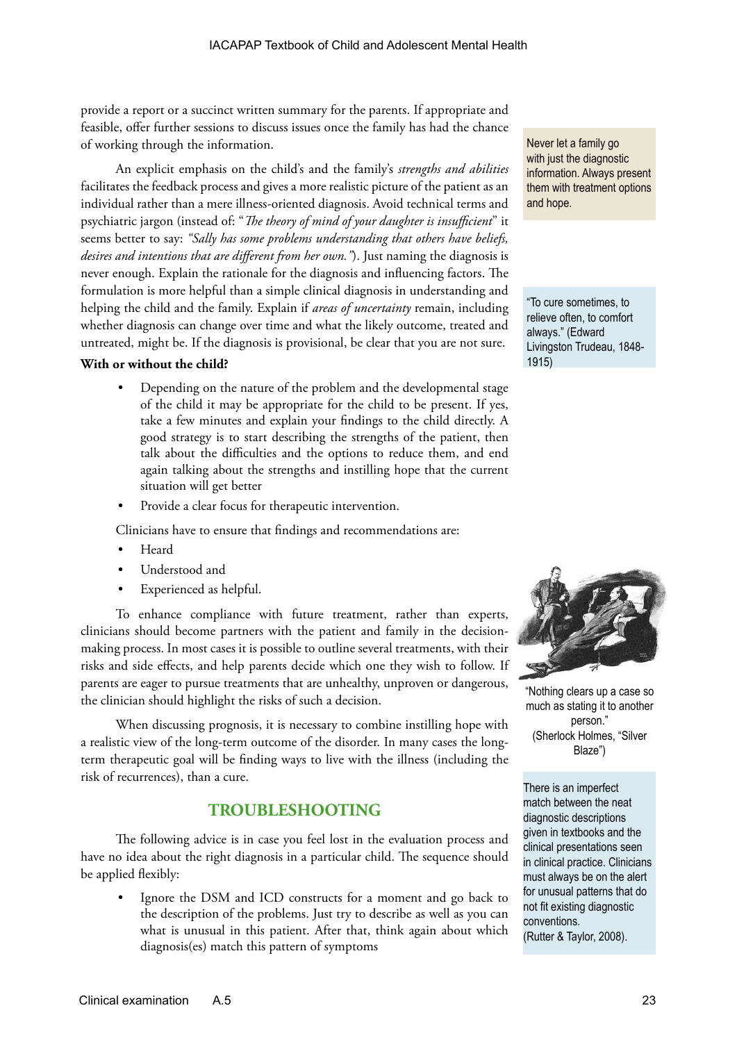provide a report or a succinct written summary for the parents. If appropriate and feasible, offer further sessions to discuss issues once the family has had the chance of working through the information.

An explicit emphasis on the child's and the family's *strengths and abilities* facilitates the feedback process and gives a more realistic picture of the patient as an individual rather than a mere illness-oriented diagnosis. Avoid technical terms and psychiatric jargon (instead of: "*The theory of mind of your daughter is insufficient*" it seems better to say: *"Sally has some problems understanding that others have beliefs, desires and intentions that are different from her own."*). Just naming the diagnosis is never enough. Explain the rationale for the diagnosis and influencing factors. The formulation is more helpful than a simple clinical diagnosis in understanding and helping the child and the family. Explain if *areas of uncertainty* remain, including whether diagnosis can change over time and what the likely outcome, treated and untreated, might be. If the diagnosis is provisional, be clear that you are not sure.

Never let a family go with just the diagnostic information. Always present them with treatment options and hope.

"To cure sometimes, to relieve often, to comfort always." (Edward Livingston Trudeau, 1848-1915)

**With or without the child?**

- Depending on the nature of the problem and the developmental stage of the child it may be appropriate for the child to be present. If yes, take a few minutes and explain your findings to the child directly. A good strategy is to start describing the strengths of the patient, then talk about the difficulties and the options to reduce them, and end again talking about the strengths and instilling hope that the current situation will get better
- Provide a clear focus for therapeutic intervention.

Clinicians have to ensure that findings and recommendations are:

- Heard
- Understood and
- Experienced as helpful.

To enhance compliance with future treatment, rather than experts, clinicians should become partners with the patient and family in the decision-making process. In most cases it is possible to outline several treatments, with their risks and side effects, and help parents decide which one they wish to follow. If parents are eager to pursue treatments that are unhealthy, unproven or dangerous, the clinician should highlight the risks of such a decision.

When discussing prognosis, it is necessary to combine instilling hope with a realistic view of the long-term outcome of the disorder. In many cases the long-term therapeutic goal will be finding ways to live with the illness (including the risk of recurrences), than a cure.

"Nothing clears up a case so much as stating it to another person."
(Sherlock Holmes, "Silver Blaze")

## TROUBLESHOOTING

The following advice is in case you feel lost in the evaluation process and have no idea about the right diagnosis in a particular child. The sequence should be applied flexibly:

- Ignore the DSM and ICD constructs for a moment and go back to the description of the problems. Just try to describe as well as you can what is unusual in this patient. After that, think again about which diagnosis(es) match this pattern of symptoms

There is an imperfect match between the neat diagnostic descriptions given in textbooks and the clinical presentations seen in clinical practice. Clinicians must always be on the alert for unusual patterns that do not fit existing diagnostic conventions.
(Rutter & Taylor, 2008).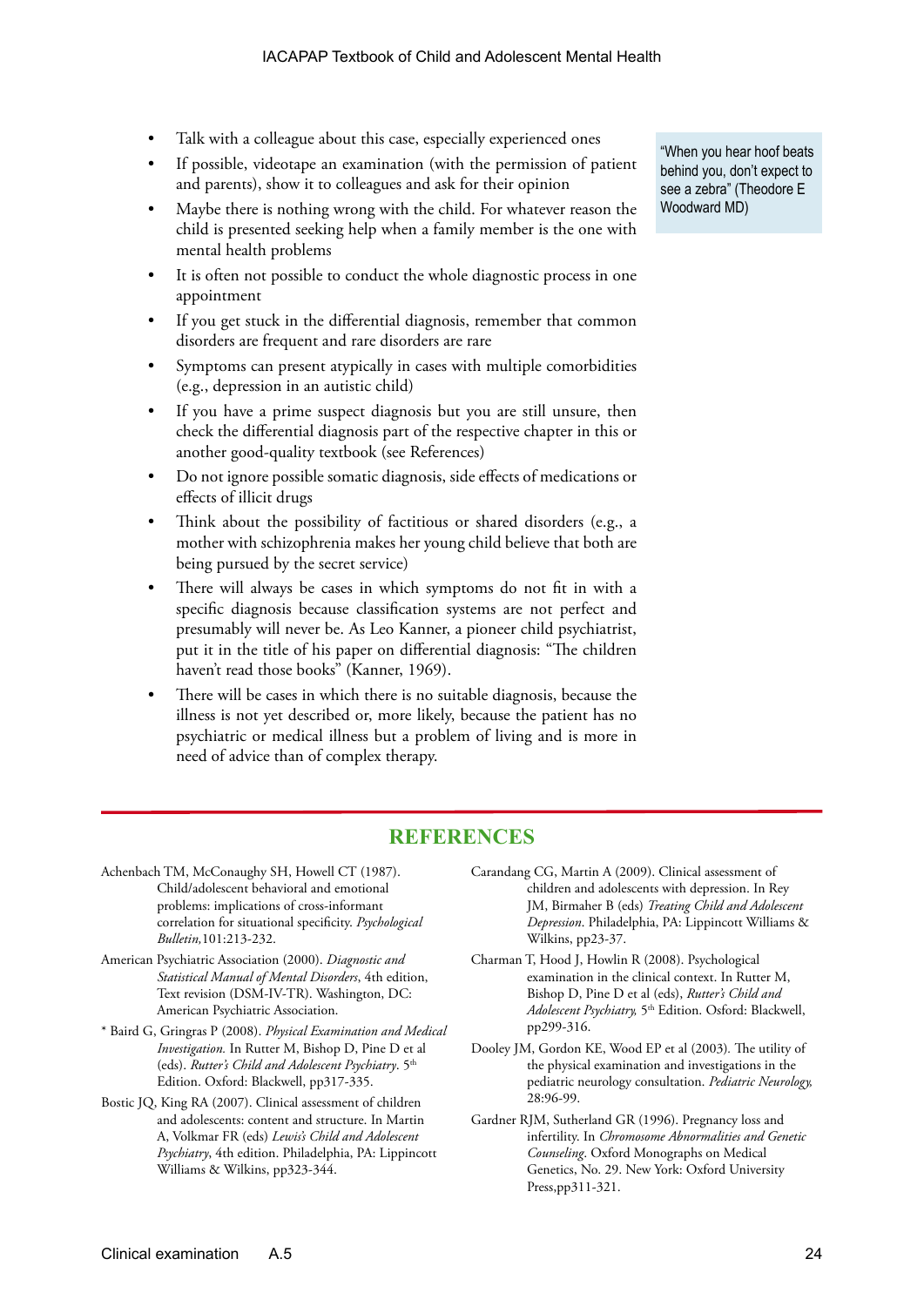- Talk with a colleague about this case, especially experienced ones
- If possible, videotape an examination (with the permission of patient and parents), show it to colleagues and ask for their opinion
- Maybe there is nothing wrong with the child. For whatever reason the child is presented seeking help when a family member is the one with mental health problems
- It is often not possible to conduct the whole diagnostic process in one appointment
- If you get stuck in the differential diagnosis, remember that common disorders are frequent and rare disorders are rare
- Symptoms can present atypically in cases with multiple comorbidities (e.g., depression in an autistic child)
- If you have a prime suspect diagnosis but you are still unsure, then check the differential diagnosis part of the respective chapter in this or another good-quality textbook (see References)
- Do not ignore possible somatic diagnosis, side effects of medications or effects of illicit drugs
- Think about the possibility of factitious or shared disorders (e.g., a mother with schizophrenia makes her young child believe that both are being pursued by the secret service)
- There will always be cases in which symptoms do not fit in with a specific diagnosis because classification systems are not perfect and presumably will never be. As Leo Kanner, a pioneer child psychiatrist, put it in the title of his paper on differential diagnosis: "The children haven't read those books" (Kanner, 1969).
- There will be cases in which there is no suitable diagnosis, because the illness is not yet described or, more likely, because the patient has no psychiatric or medical illness but a problem of living and is more in need of advice than of complex therapy.

"When you hear hoof beats behind you, don't expect to see a zebra" (Theodore E Woodward MD)

## REFERENCES

Achenbach TM, McConaughy SH, Howell CT (1987). Child/adolescent behavioral and emotional problems: implications of cross-informant correlation for situational specificity. *Psychological Bulletin,*101:213-232.

American Psychiatric Association (2000). *Diagnostic and Statistical Manual of Mental Disorders*, 4th edition, Text revision (DSM-IV-TR). Washington, DC: American Psychiatric Association.

* Baird G, Gringras P (2008). *Physical Examination and Medical Investigation.* In Rutter M, Bishop D, Pine D et al (eds). *Rutter's Child and Adolescent Psychiatry*. 5th Edition. Oxford: Blackwell, pp317-335.

Bostic JQ, King RA (2007). Clinical assessment of children and adolescents: content and structure. In Martin A, Volkmar FR (eds) *Lewis's Child and Adolescent Psychiatry*, 4th edition. Philadelphia, PA: Lippincott Williams & Wilkins, pp323-344.

Carandang CG, Martin A (2009). Clinical assessment of children and adolescents with depression. In Rey JM, Birmaher B (eds) *Treating Child and Adolescent Depression*. Philadelphia, PA: Lippincott Williams & Wilkins, pp23-37.

Charman T, Hood J, Howlin R (2008). Psychological examination in the clinical context. In Rutter M, Bishop D, Pine D et al (eds), *Rutter's Child and Adolescent Psychiatry,* 5th Edition. Osford: Blackwell, pp299-316.

Dooley JM, Gordon KE, Wood EP et al (2003). The utility of the physical examination and investigations in the pediatric neurology consultation. *Pediatric Neurology,* 28:96-99.

Gardner RJM, Sutherland GR (1996). Pregnancy loss and infertility. In *Chromosome Abnormalities and Genetic Counseling*. Oxford Monographs on Medical Genetics, No. 29. New York: Oxford University Press,pp311-321.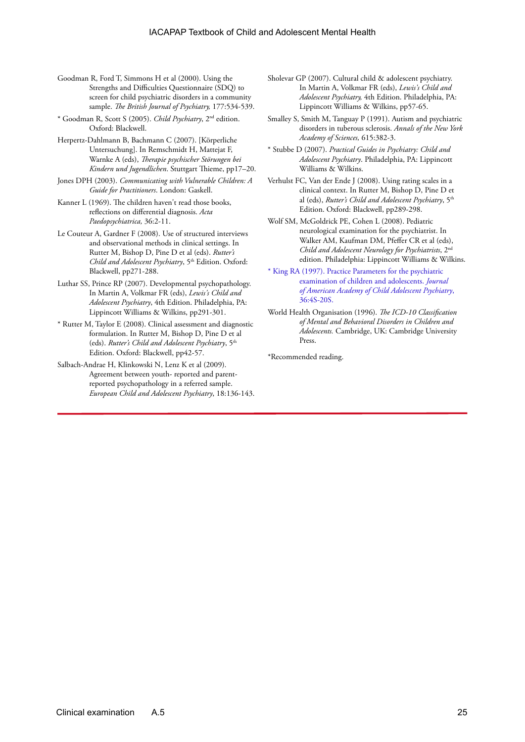Goodman R, Ford T, Simmons H et al (2000). Using the Strengths and Difficulties Questionnaire (SDQ) to screen for child psychiatric disorders in a community sample. *The British Journal of Psychiatry,* 177:534-539.

* Goodman R, Scott S (2005). *Child Psychiatry*, 2nd edition. Oxford: Blackwell.

Herpertz-Dahlmann B, Bachmann C (2007). [Körperliche Untersuchung]. In Remschmidt H, Mattejat F, Warnke A (eds), *Therapie psychischer Störungen bei Kindern und Jugendlichen*. Stuttgart Thieme, pp17–20.

Jones DPH (2003). *Communicating with Vulnerable Children: A Guide for Practitioners*. London: Gaskell.

Kanner L (1969). The children haven't read those books, reflections on differential diagnosis. *Acta Paedopsychiatrica,* 36:2-11.

Le Couteur A, Gardner F (2008). Use of structured interviews and observational methods in clinical settings. In Rutter M, Bishop D, Pine D et al (eds). *Rutter's Child and Adolescent Psychiatry*, 5th Edition. Oxford: Blackwell, pp271-288.

Luthar SS, Prince RP (2007). Developmental psychopathology. In Martin A, Volkmar FR (eds), *Lewis's Child and Adolescent Psychiatry*, 4th Edition. Philadelphia, PA: Lippincott Williams & Wilkins, pp291-301.

* Rutter M, Taylor E (2008). Clinical assessment and diagnostic formulation. In Rutter M, Bishop D, Pine D et al (eds). *Rutter's Child and Adolescent Psychiatry*, 5th Edition. Oxford: Blackwell, pp42-57.

Salbach-Andrae H, Klinkowski N, Lenz K et al (2009). Agreement between youth- reported and parent-reported psychopathology in a referred sample. *European Child and Adolescent Psychiatry*, 18:136-143.

Sholevar GP (2007). Cultural child & adolescent psychiatry. In Martin A, Volkmar FR (eds), *Lewis's Child and Adolescent Psychiatry,* 4th Edition. Philadelphia, PA: Lippincott Williams & Wilkins, pp57-65.

Smalley S, Smith M, Tanguay P (1991). Autism and psychiatric disorders in tuberous sclerosis. *Annals of the New York Academy of Sciences,* 615:382-3.

* Stubbe D (2007). *Practical Guides in Psychiatry: Child and Adolescent Psychiatry*. Philadelphia, PA: Lippincott Williams & Wilkins.

Verhulst FC, Van der Ende J (2008). Using rating scales in a clinical context. In Rutter M, Bishop D, Pine D et al (eds), *Rutter's Child and Adolescent Psychiatry*, 5th Edition. Oxford: Blackwell, pp289-298.

Wolf SM, McGoldrick PE, Cohen L (2008). Pediatric neurological examination for the psychiatrist. In Walker AM, Kaufman DM, Pfeffer CR et al (eds), *Child and Adolescent Neurology for Psychiatrists*, 2nd edition. Philadelphia: Lippincott Williams & Wilkins.

* King RA (1997). Practice Parameters for the psychiatric examination of children and adolescents. *Journal of American Academy of Child Adolescent Psychiatry*, 36:4S-20S.

World Health Organisation (1996). *The ICD-10 Classification of Mental and Behavioral Disorders in Children and Adolescents.* Cambridge, UK: Cambridge University Press.

*Recommended reading.